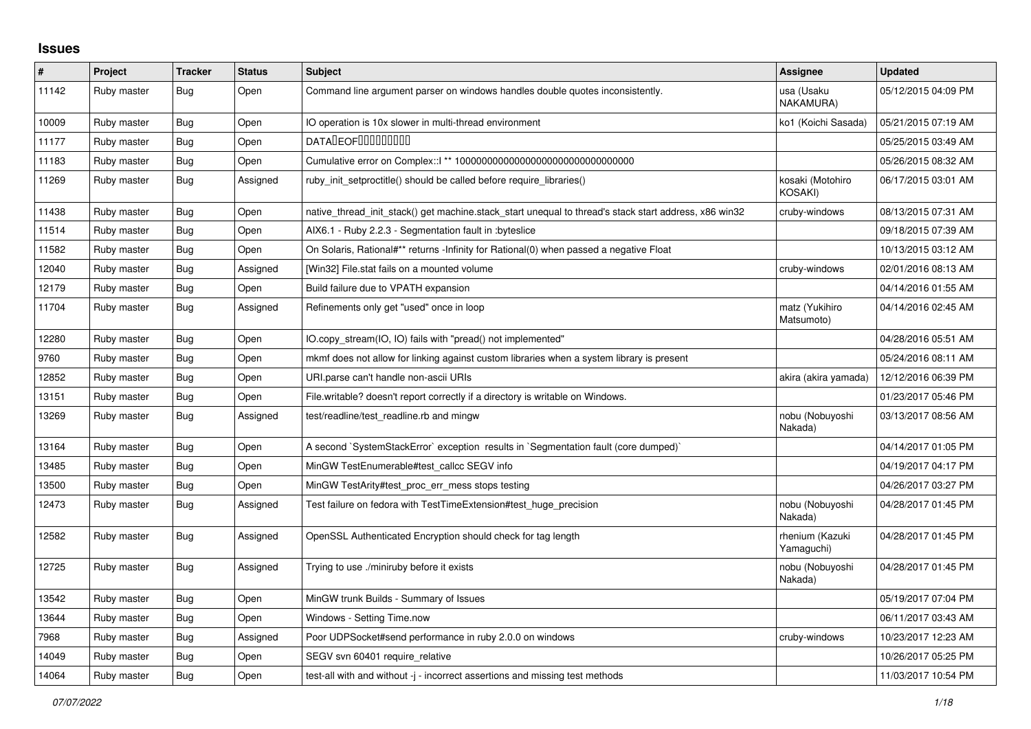## Issues

| # | Project | Tracker | Status | Subject | Assignee | Updated |
|---|---|---|---|---|---|---|
| 11142 | Ruby master | Bug | Open | Command line argument parser on windows handles double quotes inconsistently. | usa (Usaku NAKAMURA) | 05/12/2015 04:09 PM |
| 10009 | Ruby master | Bug | Open | IO operation is 10x slower in multi-thread environment | ko1 (Koichi Sasada) | 05/21/2015 07:19 AM |
| 11177 | Ruby master | Bug | Open | DATA�EOF���������� | | 05/25/2015 03:49 AM |
| 11183 | Ruby master | Bug | Open | Cumulative error on Complex::I ** 100000000000000000000000000000000 | | 05/26/2015 08:32 AM |
| 11269 | Ruby master | Bug | Assigned | ruby_init_setproctitle() should be called before require_libraries() | kosaki (Motohiro KOSAKI) | 06/17/2015 03:01 AM |
| 11438 | Ruby master | Bug | Open | native_thread_init_stack() get machine.stack_start unequal to thread's stack start address, x86 win32 | cruby-windows | 08/13/2015 07:31 AM |
| 11514 | Ruby master | Bug | Open | AIX6.1 - Ruby 2.2.3 - Segmentation fault in :byteslice | | 09/18/2015 07:39 AM |
| 11582 | Ruby master | Bug | Open | On Solaris, Rational#** returns -Infinity for Rational(0) when passed a negative Float | | 10/13/2015 03:12 AM |
| 12040 | Ruby master | Bug | Assigned | [Win32] File.stat fails on a mounted volume | cruby-windows | 02/01/2016 08:13 AM |
| 12179 | Ruby master | Bug | Open | Build failure due to VPATH expansion | | 04/14/2016 01:55 AM |
| 11704 | Ruby master | Bug | Assigned | Refinements only get "used" once in loop | matz (Yukihiro Matsumoto) | 04/14/2016 02:45 AM |
| 12280 | Ruby master | Bug | Open | IO.copy_stream(IO, IO) fails with "pread() not implemented" | | 04/28/2016 05:51 AM |
| 9760 | Ruby master | Bug | Open | mkmf does not allow for linking against custom libraries when a system library is present | | 05/24/2016 08:11 AM |
| 12852 | Ruby master | Bug | Open | URI.parse can't handle non-ascii URIs | akira (akira yamada) | 12/12/2016 06:39 PM |
| 13151 | Ruby master | Bug | Open | File.writable? doesn't report correctly if a directory is writable on Windows. | | 01/23/2017 05:46 PM |
| 13269 | Ruby master | Bug | Assigned | test/readline/test_readline.rb and mingw | nobu (Nobuyoshi Nakada) | 03/13/2017 08:56 AM |
| 13164 | Ruby master | Bug | Open | A second `SystemStackError` exception results in `Segmentation fault (core dumped)` | | 04/14/2017 01:05 PM |
| 13485 | Ruby master | Bug | Open | MinGW TestEnumerable#test_callcc SEGV info | | 04/19/2017 04:17 PM |
| 13500 | Ruby master | Bug | Open | MinGW TestArity#test_proc_err_mess stops testing | | 04/26/2017 03:27 PM |
| 12473 | Ruby master | Bug | Assigned | Test failure on fedora with TestTimeExtension#test_huge_precision | nobu (Nobuyoshi Nakada) | 04/28/2017 01:45 PM |
| 12582 | Ruby master | Bug | Assigned | OpenSSL Authenticated Encryption should check for tag length | rhenium (Kazuki Yamaguchi) | 04/28/2017 01:45 PM |
| 12725 | Ruby master | Bug | Assigned | Trying to use ./miniruby before it exists | nobu (Nobuyoshi Nakada) | 04/28/2017 01:45 PM |
| 13542 | Ruby master | Bug | Open | MinGW trunk Builds - Summary of Issues | | 05/19/2017 07:04 PM |
| 13644 | Ruby master | Bug | Open | Windows - Setting Time.now | | 06/11/2017 03:43 AM |
| 7968 | Ruby master | Bug | Assigned | Poor UDPSocket#send performance in ruby 2.0.0 on windows | cruby-windows | 10/23/2017 12:23 AM |
| 14049 | Ruby master | Bug | Open | SEGV svn 60401 require_relative | | 10/26/2017 05:25 PM |
| 14064 | Ruby master | Bug | Open | test-all with and without -j - incorrect assertions and missing test methods | | 11/03/2017 10:54 PM |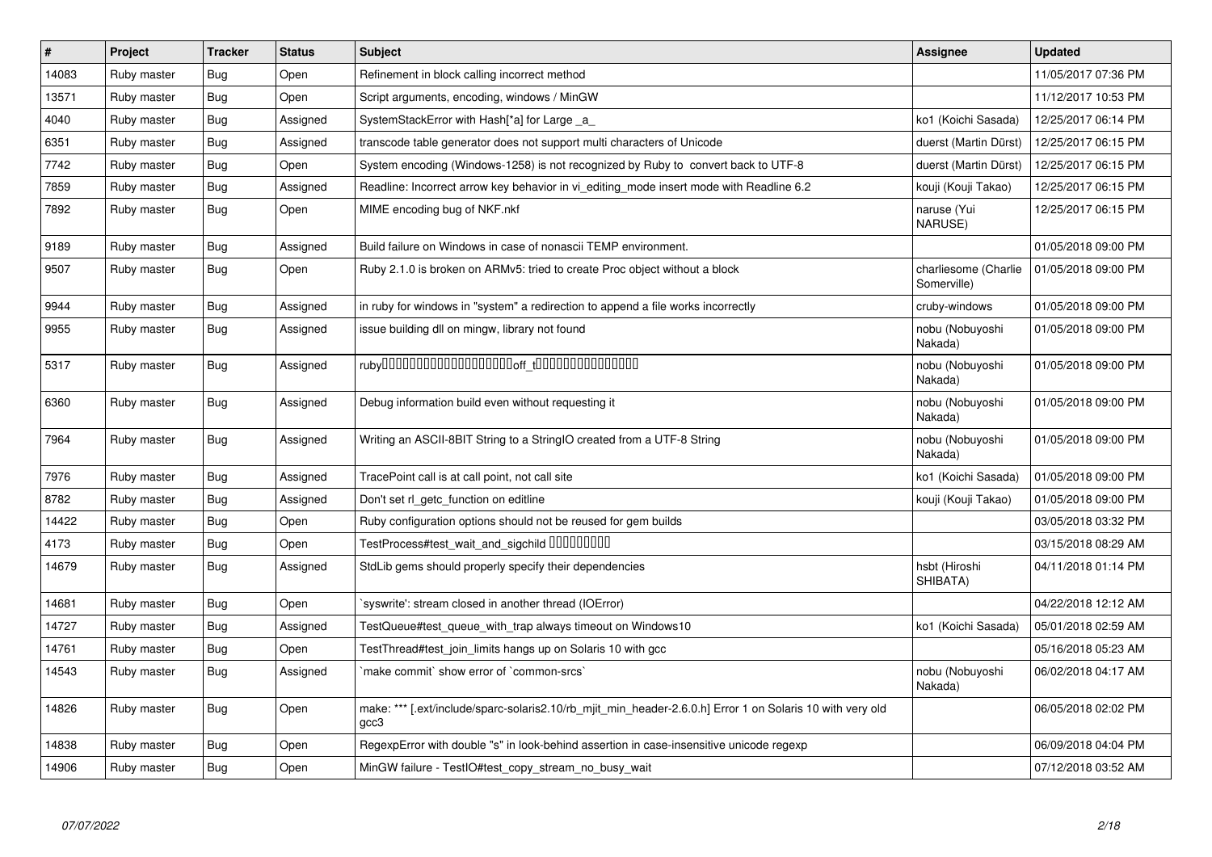| # | Project | Tracker | Status | Subject | Assignee | Updated |
|---|---|---|---|---|---|---|
| 14083 | Ruby master | Bug | Open | Refinement in block calling incorrect method | | 11/05/2017 07:36 PM |
| 13571 | Ruby master | Bug | Open | Script arguments, encoding, windows / MinGW | | 11/12/2017 10:53 PM |
| 4040 | Ruby master | Bug | Assigned | SystemStackError with Hash[*a] for Large _a_ | ko1 (Koichi Sasada) | 12/25/2017 06:14 PM |
| 6351 | Ruby master | Bug | Assigned | transcode table generator does not support multi characters of Unicode | duerst (Martin Dürst) | 12/25/2017 06:15 PM |
| 7742 | Ruby master | Bug | Open | System encoding (Windows-1258) is not recognized by Ruby to convert back to UTF-8 | duerst (Martin Dürst) | 12/25/2017 06:15 PM |
| 7859 | Ruby master | Bug | Assigned | Readline: Incorrect arrow key behavior in vi_editing_mode insert mode with Readline 6.2 | kouji (Kouji Takao) | 12/25/2017 06:15 PM |
| 7892 | Ruby master | Bug | Open | MIME encoding bug of NKF.nkf | naruse (Yui NARUSE) | 12/25/2017 06:15 PM |
| 9189 | Ruby master | Bug | Assigned | Build failure on Windows in case of nonascii TEMP environment. | | 01/05/2018 09:00 PM |
| 9507 | Ruby master | Bug | Open | Ruby 2.1.0 is broken on ARMv5: tried to create Proc object without a block | charliesome (Charlie Somerville) | 01/05/2018 09:00 PM |
| 9944 | Ruby master | Bug | Assigned | in ruby for windows in "system" a redirection to append a file works incorrectly | cruby-windows | 01/05/2018 09:00 PM |
| 9955 | Ruby master | Bug | Assigned | issue building dll on mingw, library not found | nobu (Nobuyoshi Nakada) | 01/05/2018 09:00 PM |
| 5317 | Ruby master | Bug | Assigned | ruby▯▯▯▯▯▯▯▯▯▯▯▯▯▯▯▯▯▯▯▯off_t▯▯▯▯▯▯▯▯▯▯▯▯▯▯▯ | nobu (Nobuyoshi Nakada) | 01/05/2018 09:00 PM |
| 6360 | Ruby master | Bug | Assigned | Debug information build even without requesting it | nobu (Nobuyoshi Nakada) | 01/05/2018 09:00 PM |
| 7964 | Ruby master | Bug | Assigned | Writing an ASCII-8BIT String to a StringIO created from a UTF-8 String | nobu (Nobuyoshi Nakada) | 01/05/2018 09:00 PM |
| 7976 | Ruby master | Bug | Assigned | TracePoint call is at call point, not call site | ko1 (Koichi Sasada) | 01/05/2018 09:00 PM |
| 8782 | Ruby master | Bug | Assigned | Don't set rl_getc_function on editline | kouji (Kouji Takao) | 01/05/2018 09:00 PM |
| 14422 | Ruby master | Bug | Open | Ruby configuration options should not be reused for gem builds | | 03/05/2018 03:32 PM |
| 4173 | Ruby master | Bug | Open | TestProcess#test_wait_and_sigchild ▯▯▯▯▯▯▯▯▯ | | 03/15/2018 08:29 AM |
| 14679 | Ruby master | Bug | Assigned | StdLib gems should properly specify their dependencies | hsbt (Hiroshi SHIBATA) | 04/11/2018 01:14 PM |
| 14681 | Ruby master | Bug | Open | `syswrite': stream closed in another thread (IOError) | | 04/22/2018 12:12 AM |
| 14727 | Ruby master | Bug | Assigned | TestQueue#test_queue_with_trap always timeout on Windows10 | ko1 (Koichi Sasada) | 05/01/2018 02:59 AM |
| 14761 | Ruby master | Bug | Open | TestThread#test_join_limits hangs up on Solaris 10 with gcc | | 05/16/2018 05:23 AM |
| 14543 | Ruby master | Bug | Assigned | `make commit` show error of `common-srcs` | nobu (Nobuyoshi Nakada) | 06/02/2018 04:17 AM |
| 14826 | Ruby master | Bug | Open | make: *** [.ext/include/sparc-solaris2.10/rb_mjit_min_header-2.6.0.h] Error 1 on Solaris 10 with very old gcc3 | | 06/05/2018 02:02 PM |
| 14838 | Ruby master | Bug | Open | RegexpError with double "s" in look-behind assertion in case-insensitive unicode regexp | | 06/09/2018 04:04 PM |
| 14906 | Ruby master | Bug | Open | MinGW failure - TestIO#test_copy_stream_no_busy_wait | | 07/12/2018 03:52 AM |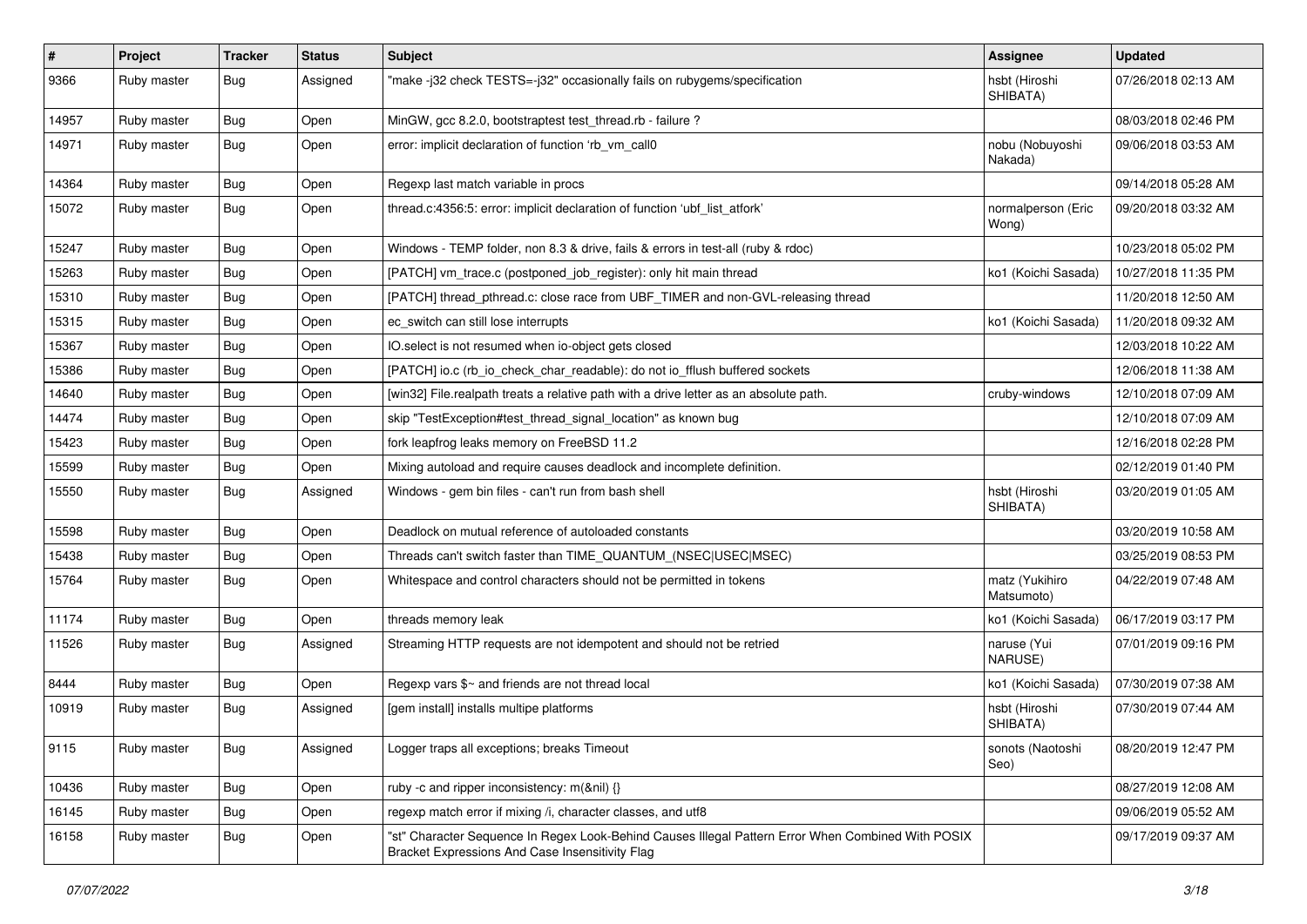| # | Project | Tracker | Status | Subject | Assignee | Updated |
|---|---|---|---|---|---|---|
| 9366 | Ruby master | Bug | Assigned | "make -j32 check TESTS=-j32" occasionally fails on rubygems/specification | hsbt (Hiroshi SHIBATA) | 07/26/2018 02:13 AM |
| 14957 | Ruby master | Bug | Open | MinGW, gcc 8.2.0, bootstraptest test_thread.rb - failure ? | | 08/03/2018 02:46 PM |
| 14971 | Ruby master | Bug | Open | error: implicit declaration of function 'rb_vm_call0 | nobu (Nobuyoshi Nakada) | 09/06/2018 03:53 AM |
| 14364 | Ruby master | Bug | Open | Regexp last match variable in procs | | 09/14/2018 05:28 AM |
| 15072 | Ruby master | Bug | Open | thread.c:4356:5: error: implicit declaration of function 'ubf_list_atfork' | normalperson (Eric Wong) | 09/20/2018 03:32 AM |
| 15247 | Ruby master | Bug | Open | Windows - TEMP folder, non 8.3 & drive, fails & errors in test-all (ruby & rdoc) | | 10/23/2018 05:02 PM |
| 15263 | Ruby master | Bug | Open | [PATCH] vm_trace.c (postponed_job_register): only hit main thread | ko1 (Koichi Sasada) | 10/27/2018 11:35 PM |
| 15310 | Ruby master | Bug | Open | [PATCH] thread_pthread.c: close race from UBF_TIMER and non-GVL-releasing thread | | 11/20/2018 12:50 AM |
| 15315 | Ruby master | Bug | Open | ec_switch can still lose interrupts | ko1 (Koichi Sasada) | 11/20/2018 09:32 AM |
| 15367 | Ruby master | Bug | Open | IO.select is not resumed when io-object gets closed | | 12/03/2018 10:22 AM |
| 15386 | Ruby master | Bug | Open | [PATCH] io.c (rb_io_check_char_readable): do not io_fflush buffered sockets | | 12/06/2018 11:38 AM |
| 14640 | Ruby master | Bug | Open | [win32] File.realpath treats a relative path with a drive letter as an absolute path. | cruby-windows | 12/10/2018 07:09 AM |
| 14474 | Ruby master | Bug | Open | skip "TestException#test_thread_signal_location" as known bug | | 12/10/2018 07:09 AM |
| 15423 | Ruby master | Bug | Open | fork leapfrog leaks memory on FreeBSD 11.2 | | 12/16/2018 02:28 PM |
| 15599 | Ruby master | Bug | Open | Mixing autoload and require causes deadlock and incomplete definition. | | 02/12/2019 01:40 PM |
| 15550 | Ruby master | Bug | Assigned | Windows - gem bin files - can't run from bash shell | hsbt (Hiroshi SHIBATA) | 03/20/2019 01:05 AM |
| 15598 | Ruby master | Bug | Open | Deadlock on mutual reference of autoloaded constants | | 03/20/2019 10:58 AM |
| 15438 | Ruby master | Bug | Open | Threads can't switch faster than TIME_QUANTUM_(NSEC\|USEC\|MSEC) | | 03/25/2019 08:53 PM |
| 15764 | Ruby master | Bug | Open | Whitespace and control characters should not be permitted in tokens | matz (Yukihiro Matsumoto) | 04/22/2019 07:48 AM |
| 11174 | Ruby master | Bug | Open | threads memory leak | ko1 (Koichi Sasada) | 06/17/2019 03:17 PM |
| 11526 | Ruby master | Bug | Assigned | Streaming HTTP requests are not idempotent and should not be retried | naruse (Yui NARUSE) | 07/01/2019 09:16 PM |
| 8444 | Ruby master | Bug | Open | Regexp vars $~ and friends are not thread local | ko1 (Koichi Sasada) | 07/30/2019 07:38 AM |
| 10919 | Ruby master | Bug | Assigned | [gem install] installs multipe platforms | hsbt (Hiroshi SHIBATA) | 07/30/2019 07:44 AM |
| 9115 | Ruby master | Bug | Assigned | Logger traps all exceptions; breaks Timeout | sonots (Naotoshi Seo) | 08/20/2019 12:47 PM |
| 10436 | Ruby master | Bug | Open | ruby -c and ripper inconsistency: m(&nil) {} | | 08/27/2019 12:08 AM |
| 16145 | Ruby master | Bug | Open | regexp match error if mixing /i, character classes, and utf8 | | 09/06/2019 05:52 AM |
| 16158 | Ruby master | Bug | Open | "st" Character Sequence In Regex Look-Behind Causes Illegal Pattern Error When Combined With POSIX Bracket Expressions And Case Insensitivity Flag | | 09/17/2019 09:37 AM |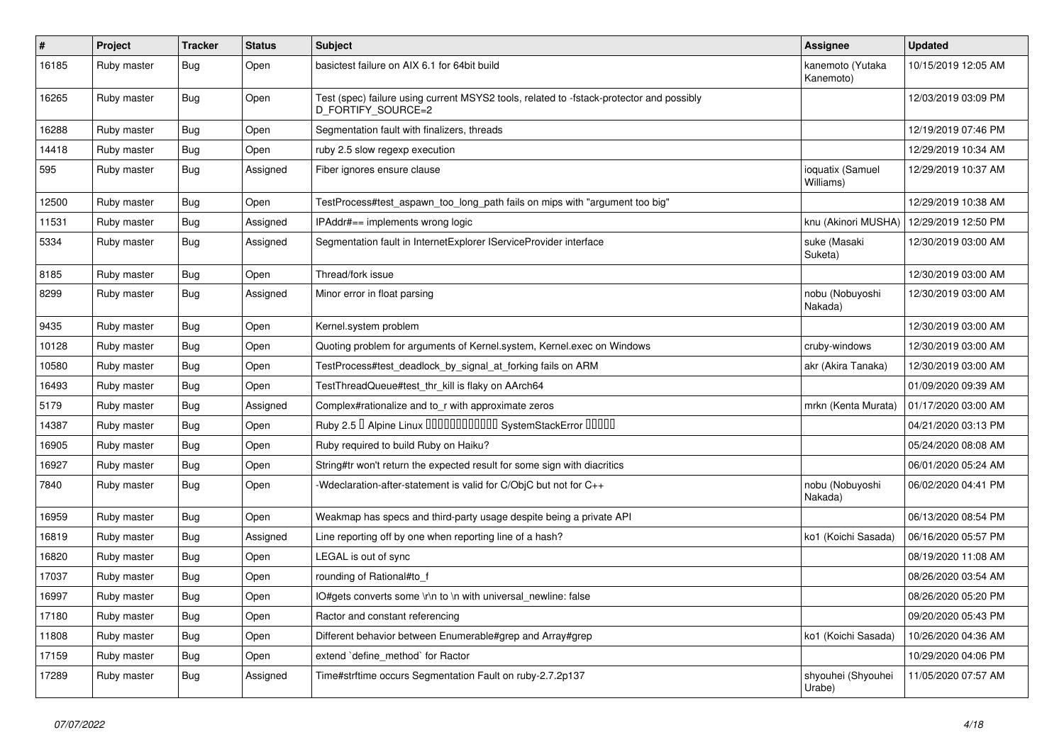| # | Project | Tracker | Status | Subject | Assignee | Updated |
| --- | --- | --- | --- | --- | --- | --- |
| 16185 | Ruby master | Bug | Open | basictest failure on AIX 6.1 for 64bit build | kanemoto (Yutaka Kanemoto) | 10/15/2019 12:05 AM |
| 16265 | Ruby master | Bug | Open | Test (spec) failure using current MSYS2 tools, related to -fstack-protector and possibly D_FORTIFY_SOURCE=2 | | 12/03/2019 03:09 PM |
| 16288 | Ruby master | Bug | Open | Segmentation fault with finalizers, threads | | 12/19/2019 07:46 PM |
| 14418 | Ruby master | Bug | Open | ruby 2.5 slow regexp execution | | 12/29/2019 10:34 AM |
| 595 | Ruby master | Bug | Assigned | Fiber ignores ensure clause | ioquatix (Samuel Williams) | 12/29/2019 10:37 AM |
| 12500 | Ruby master | Bug | Open | TestProcess#test_aspawn_too_long_path fails on mips with "argument too big" | | 12/29/2019 10:38 AM |
| 11531 | Ruby master | Bug | Assigned | IPAddr#== implements wrong logic | knu (Akinori MUSHA) | 12/29/2019 12:50 PM |
| 5334 | Ruby master | Bug | Assigned | Segmentation fault in InternetExplorer IServiceProvider interface | suke (Masaki Suketa) | 12/30/2019 03:00 AM |
| 8185 | Ruby master | Bug | Open | Thread/fork issue | | 12/30/2019 03:00 AM |
| 8299 | Ruby master | Bug | Assigned | Minor error in float parsing | nobu (Nobuyoshi Nakada) | 12/30/2019 03:00 AM |
| 9435 | Ruby master | Bug | Open | Kernel.system problem | | 12/30/2019 03:00 AM |
| 10128 | Ruby master | Bug | Open | Quoting problem for arguments of Kernel.system, Kernel.exec on Windows | cruby-windows | 12/30/2019 03:00 AM |
| 10580 | Ruby master | Bug | Open | TestProcess#test_deadlock_by_signal_at_forking fails on ARM | akr (Akira Tanaka) | 12/30/2019 03:00 AM |
| 16493 | Ruby master | Bug | Open | TestThreadQueue#test_thr_kill is flaky on AArch64 | | 01/09/2020 09:39 AM |
| 5179 | Ruby master | Bug | Assigned | Complex#rationalize and to_r with approximate zeros | mrkn (Kenta Murata) | 01/17/2020 03:00 AM |
| 14387 | Ruby master | Bug | Open | Ruby 2.5 � Alpine Linux ������������ SystemStackError ����� | | 04/21/2020 03:13 PM |
| 16905 | Ruby master | Bug | Open | Ruby required to build Ruby on Haiku? | | 05/24/2020 08:08 AM |
| 16927 | Ruby master | Bug | Open | String#tr won't return the expected result for some sign with diacritics | | 06/01/2020 05:24 AM |
| 7840 | Ruby master | Bug | Open | -Wdeclaration-after-statement is valid for C/ObjC but not for C++ | nobu (Nobuyoshi Nakada) | 06/02/2020 04:41 PM |
| 16959 | Ruby master | Bug | Open | Weakmap has specs and third-party usage despite being a private API | | 06/13/2020 08:54 PM |
| 16819 | Ruby master | Bug | Assigned | Line reporting off by one when reporting line of a hash? | ko1 (Koichi Sasada) | 06/16/2020 05:57 PM |
| 16820 | Ruby master | Bug | Open | LEGAL is out of sync | | 08/19/2020 11:08 AM |
| 17037 | Ruby master | Bug | Open | rounding of Rational#to_f | | 08/26/2020 03:54 AM |
| 16997 | Ruby master | Bug | Open | IO#gets converts some \r\n to \n with universal_newline: false | | 08/26/2020 05:20 PM |
| 17180 | Ruby master | Bug | Open | Ractor and constant referencing | | 09/20/2020 05:43 PM |
| 11808 | Ruby master | Bug | Open | Different behavior between Enumerable#grep and Array#grep | ko1 (Koichi Sasada) | 10/26/2020 04:36 AM |
| 17159 | Ruby master | Bug | Open | extend `define_method` for Ractor | | 10/29/2020 04:06 PM |
| 17289 | Ruby master | Bug | Assigned | Time#strftime occurs Segmentation Fault on ruby-2.7.2p137 | shyouhei (Shyouhei Urabe) | 11/05/2020 07:57 AM |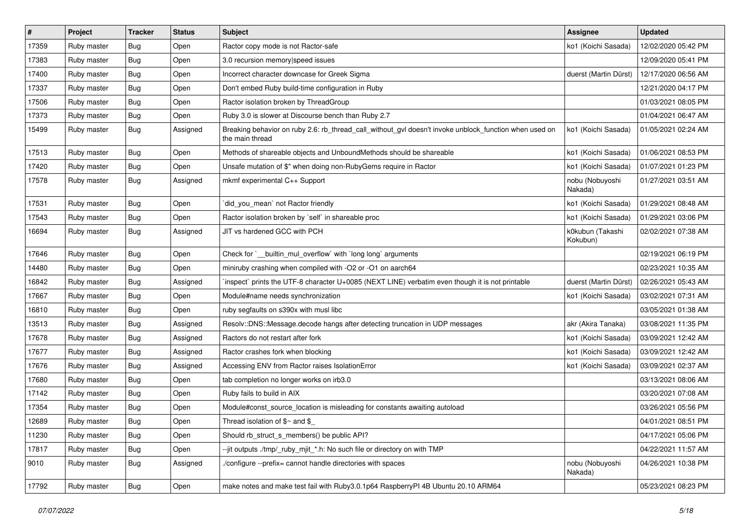| # | Project | Tracker | Status | Subject | Assignee | Updated |
| --- | --- | --- | --- | --- | --- | --- |
| 17359 | Ruby master | Bug | Open | Ractor copy mode is not Ractor-safe | ko1 (Koichi Sasada) | 12/02/2020 05:42 PM |
| 17383 | Ruby master | Bug | Open | 3.0 recursion memory\|speed issues | | 12/09/2020 05:41 PM |
| 17400 | Ruby master | Bug | Open | Incorrect character downcase for Greek Sigma | duerst (Martin Dürst) | 12/17/2020 06:56 AM |
| 17337 | Ruby master | Bug | Open | Don't embed Ruby build-time configuration in Ruby | | 12/21/2020 04:17 PM |
| 17506 | Ruby master | Bug | Open | Ractor isolation broken by ThreadGroup | | 01/03/2021 08:05 PM |
| 17373 | Ruby master | Bug | Open | Ruby 3.0 is slower at Discourse bench than Ruby 2.7 | | 01/04/2021 06:47 AM |
| 15499 | Ruby master | Bug | Assigned | Breaking behavior on ruby 2.6: rb_thread_call_without_gvl doesn't invoke unblock_function when used on the main thread | ko1 (Koichi Sasada) | 01/05/2021 02:24 AM |
| 17513 | Ruby master | Bug | Open | Methods of shareable objects and UnboundMethods should be shareable | ko1 (Koichi Sasada) | 01/06/2021 08:53 PM |
| 17420 | Ruby master | Bug | Open | Unsafe mutation of $" when doing non-RubyGems require in Ractor | ko1 (Koichi Sasada) | 01/07/2021 01:23 PM |
| 17578 | Ruby master | Bug | Assigned | mkmf experimental C++ Support | nobu (Nobuyoshi Nakada) | 01/27/2021 03:51 AM |
| 17531 | Ruby master | Bug | Open | `did_you_mean` not Ractor friendly | ko1 (Koichi Sasada) | 01/29/2021 08:48 AM |
| 17543 | Ruby master | Bug | Open | Ractor isolation broken by `self` in shareable proc | ko1 (Koichi Sasada) | 01/29/2021 03:06 PM |
| 16694 | Ruby master | Bug | Assigned | JIT vs hardened GCC with PCH | k0kubun (Takashi Kokubun) | 02/02/2021 07:38 AM |
| 17646 | Ruby master | Bug | Open | Check for `__builtin_mul_overflow` with `long long` arguments | | 02/19/2021 06:19 PM |
| 14480 | Ruby master | Bug | Open | miniruby crashing when compiled with -O2 or -O1 on aarch64 | | 02/23/2021 10:35 AM |
| 16842 | Ruby master | Bug | Assigned | `inspect` prints the UTF-8 character U+0085 (NEXT LINE) verbatim even though it is not printable | duerst (Martin Dürst) | 02/26/2021 05:43 AM |
| 17667 | Ruby master | Bug | Open | Module#name needs synchronization | ko1 (Koichi Sasada) | 03/02/2021 07:31 AM |
| 16810 | Ruby master | Bug | Open | ruby segfaults on s390x with musl libc | | 03/05/2021 01:38 AM |
| 13513 | Ruby master | Bug | Assigned | Resolv::DNS::Message.decode hangs after detecting truncation in UDP messages | akr (Akira Tanaka) | 03/08/2021 11:35 PM |
| 17678 | Ruby master | Bug | Assigned | Ractors do not restart after fork | ko1 (Koichi Sasada) | 03/09/2021 12:42 AM |
| 17677 | Ruby master | Bug | Assigned | Ractor crashes fork when blocking | ko1 (Koichi Sasada) | 03/09/2021 12:42 AM |
| 17676 | Ruby master | Bug | Assigned | Accessing ENV from Ractor raises IsolationError | ko1 (Koichi Sasada) | 03/09/2021 02:37 AM |
| 17680 | Ruby master | Bug | Open | tab completion no longer works on irb3.0 | | 03/13/2021 08:06 AM |
| 17142 | Ruby master | Bug | Open | Ruby fails to build in AIX | | 03/20/2021 07:08 AM |
| 17354 | Ruby master | Bug | Open | Module#const_source_location is misleading for constants awaiting autoload | | 03/26/2021 05:56 PM |
| 12689 | Ruby master | Bug | Open | Thread isolation of $~ and $_ | | 04/01/2021 08:51 PM |
| 11230 | Ruby master | Bug | Open | Should rb_struct_s_members() be public API? | | 04/17/2021 05:06 PM |
| 17817 | Ruby master | Bug | Open | --jit outputs ./tmp/_ruby_mjit_*.h: No such file or directory on with TMP | | 04/22/2021 11:57 AM |
| 9010 | Ruby master | Bug | Assigned | ./configure --prefix= cannot handle directories with spaces | nobu (Nobuyoshi Nakada) | 04/26/2021 10:38 PM |
| 17792 | Ruby master | Bug | Open | make notes and make test fail with Ruby3.0.1p64 RaspberryPI 4B Ubuntu 20.10 ARM64 | | 05/23/2021 08:23 PM |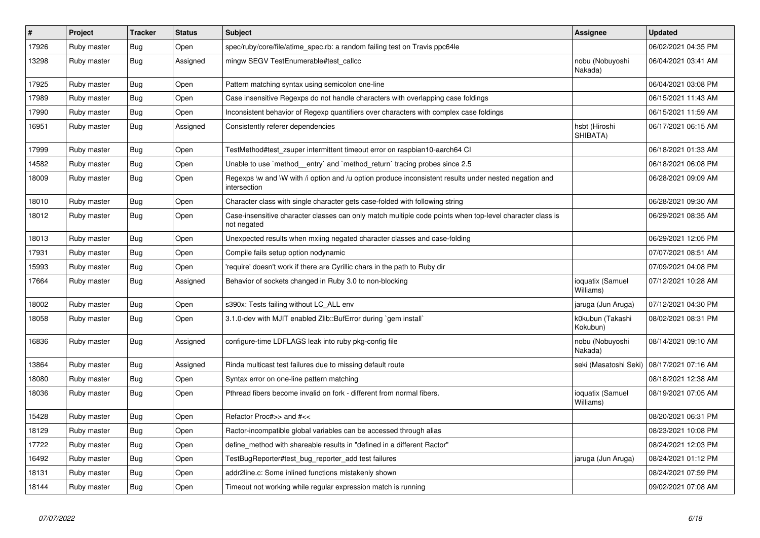| # | Project | Tracker | Status | Subject | Assignee | Updated |
|---|---|---|---|---|---|---|
| 17926 | Ruby master | Bug | Open | spec/ruby/core/file/atime_spec.rb: a random failing test on Travis ppc64le | | 06/02/2021 04:35 PM |
| 13298 | Ruby master | Bug | Assigned | mingw SEGV TestEnumerable#test_callcc | nobu (Nobuyoshi Nakada) | 06/04/2021 03:41 AM |
| 17925 | Ruby master | Bug | Open | Pattern matching syntax using semicolon one-line | | 06/04/2021 03:08 PM |
| 17989 | Ruby master | Bug | Open | Case insensitive Regexps do not handle characters with overlapping case foldings | | 06/15/2021 11:43 AM |
| 17990 | Ruby master | Bug | Open | Inconsistent behavior of Regexp quantifiers over characters with complex case foldings | | 06/15/2021 11:59 AM |
| 16951 | Ruby master | Bug | Assigned | Consistently referer dependencies | hsbt (Hiroshi SHIBATA) | 06/17/2021 06:15 AM |
| 17999 | Ruby master | Bug | Open | TestMethod#test_zsuper intermittent timeout error on raspbian10-aarch64 CI | | 06/18/2021 01:33 AM |
| 14582 | Ruby master | Bug | Open | Unable to use `method__entry` and `method_return` tracing probes since 2.5 | | 06/18/2021 06:08 PM |
| 18009 | Ruby master | Bug | Open | Regexps \w and \W with /i option and /u option produce inconsistent results under nested negation and intersection | | 06/28/2021 09:09 AM |
| 18010 | Ruby master | Bug | Open | Character class with single character gets case-folded with following string | | 06/28/2021 09:30 AM |
| 18012 | Ruby master | Bug | Open | Case-insensitive character classes can only match multiple code points when top-level character class is not negated | | 06/29/2021 08:35 AM |
| 18013 | Ruby master | Bug | Open | Unexpected results when mxiing negated character classes and case-folding | | 06/29/2021 12:05 PM |
| 17931 | Ruby master | Bug | Open | Compile fails setup option nodynamic | | 07/07/2021 08:51 AM |
| 15993 | Ruby master | Bug | Open | 'require' doesn't work if there are Cyrillic chars in the path to Ruby dir | | 07/09/2021 04:08 PM |
| 17664 | Ruby master | Bug | Assigned | Behavior of sockets changed in Ruby 3.0 to non-blocking | ioquatix (Samuel Williams) | 07/12/2021 10:28 AM |
| 18002 | Ruby master | Bug | Open | s390x: Tests failing without LC_ALL env | jaruga (Jun Aruga) | 07/12/2021 04:30 PM |
| 18058 | Ruby master | Bug | Open | 3.1.0-dev with MJIT enabled Zlib::BufError during `gem install` | k0kubun (Takashi Kokubun) | 08/02/2021 08:31 PM |
| 16836 | Ruby master | Bug | Assigned | configure-time LDFLAGS leak into ruby pkg-config file | nobu (Nobuyoshi Nakada) | 08/14/2021 09:10 AM |
| 13864 | Ruby master | Bug | Assigned | Rinda multicast test failures due to missing default route | seki (Masatoshi Seki) | 08/17/2021 07:16 AM |
| 18080 | Ruby master | Bug | Open | Syntax error on one-line pattern matching | | 08/18/2021 12:38 AM |
| 18036 | Ruby master | Bug | Open | Pthread fibers become invalid on fork - different from normal fibers. | ioquatix (Samuel Williams) | 08/19/2021 07:05 AM |
| 15428 | Ruby master | Bug | Open | Refactor Proc#>> and #<< | | 08/20/2021 06:31 PM |
| 18129 | Ruby master | Bug | Open | Ractor-incompatible global variables can be accessed through alias | | 08/23/2021 10:08 PM |
| 17722 | Ruby master | Bug | Open | define_method with shareable results in "defined in a different Ractor" | | 08/24/2021 12:03 PM |
| 16492 | Ruby master | Bug | Open | TestBugReporter#test_bug_reporter_add test failures | jaruga (Jun Aruga) | 08/24/2021 01:12 PM |
| 18131 | Ruby master | Bug | Open | addr2line.c: Some inlined functions mistakenly shown | | 08/24/2021 07:59 PM |
| 18144 | Ruby master | Bug | Open | Timeout not working while regular expression match is running | | 09/02/2021 07:08 AM |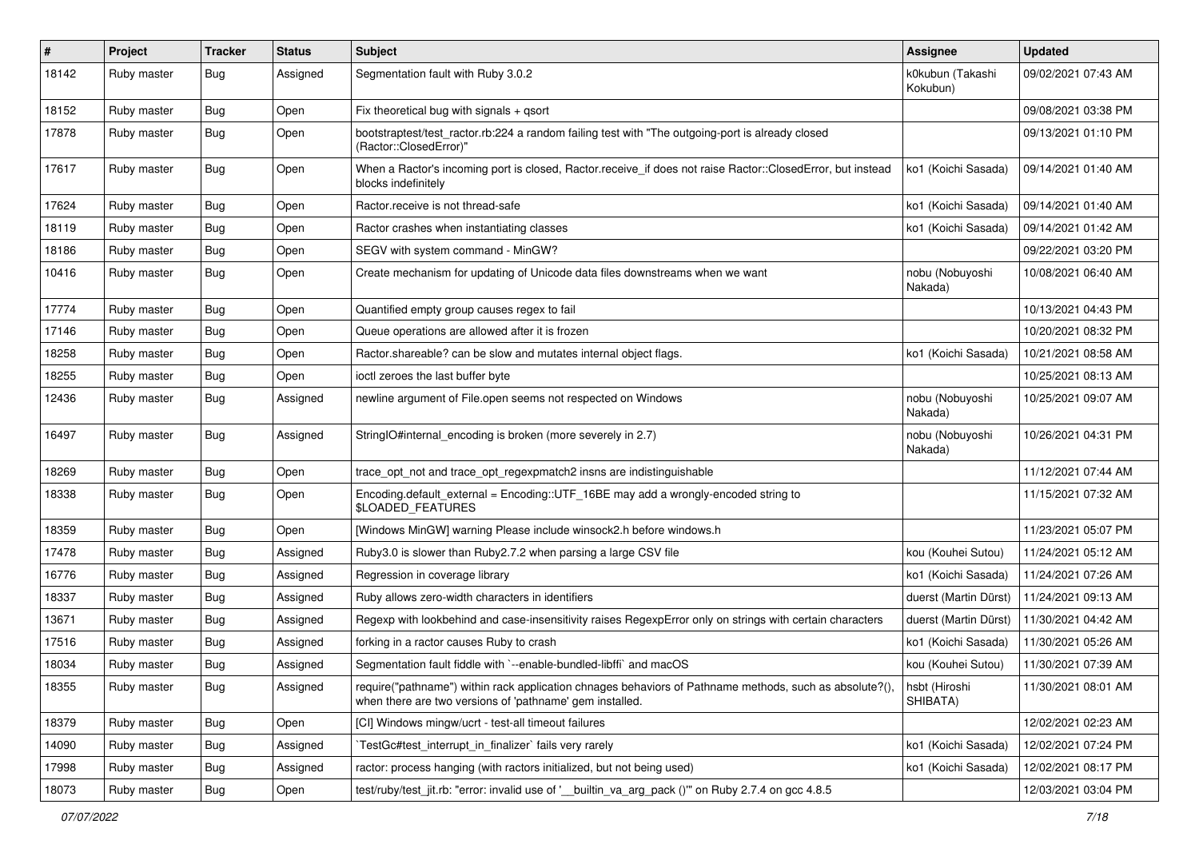| # | Project | Tracker | Status | Subject | Assignee | Updated |
|---|---|---|---|---|---|---|
| 18142 | Ruby master | Bug | Assigned | Segmentation fault with Ruby 3.0.2 | k0kubun (Takashi Kokubun) | 09/02/2021 07:43 AM |
| 18152 | Ruby master | Bug | Open | Fix theoretical bug with signals + qsort | | 09/08/2021 03:38 PM |
| 17878 | Ruby master | Bug | Open | bootstraptest/test_ractor.rb:224 a random failing test with "The outgoing-port is already closed (Ractor::ClosedError)" | | 09/13/2021 01:10 PM |
| 17617 | Ruby master | Bug | Open | When a Ractor's incoming port is closed, Ractor.receive_if does not raise Ractor::ClosedError, but instead blocks indefinitely | ko1 (Koichi Sasada) | 09/14/2021 01:40 AM |
| 17624 | Ruby master | Bug | Open | Ractor.receive is not thread-safe | ko1 (Koichi Sasada) | 09/14/2021 01:40 AM |
| 18119 | Ruby master | Bug | Open | Ractor crashes when instantiating classes | ko1 (Koichi Sasada) | 09/14/2021 01:42 AM |
| 18186 | Ruby master | Bug | Open | SEGV with system command - MinGW? | | 09/22/2021 03:20 PM |
| 10416 | Ruby master | Bug | Open | Create mechanism for updating of Unicode data files downstreams when we want | nobu (Nobuyoshi Nakada) | 10/08/2021 06:40 AM |
| 17774 | Ruby master | Bug | Open | Quantified empty group causes regex to fail | | 10/13/2021 04:43 PM |
| 17146 | Ruby master | Bug | Open | Queue operations are allowed after it is frozen | | 10/20/2021 08:32 PM |
| 18258 | Ruby master | Bug | Open | Ractor.shareable? can be slow and mutates internal object flags. | ko1 (Koichi Sasada) | 10/21/2021 08:58 AM |
| 18255 | Ruby master | Bug | Open | ioctl zeroes the last buffer byte | | 10/25/2021 08:13 AM |
| 12436 | Ruby master | Bug | Assigned | newline argument of File.open seems not respected on Windows | nobu (Nobuyoshi Nakada) | 10/25/2021 09:07 AM |
| 16497 | Ruby master | Bug | Assigned | StringIO#internal_encoding is broken (more severely in 2.7) | nobu (Nobuyoshi Nakada) | 10/26/2021 04:31 PM |
| 18269 | Ruby master | Bug | Open | trace_opt_not and trace_opt_regexpmatch2 insns are indistinguishable | | 11/12/2021 07:44 AM |
| 18338 | Ruby master | Bug | Open | Encoding.default_external = Encoding::UTF_16BE may add a wrongly-encoded string to $LOADED_FEATURES | | 11/15/2021 07:32 AM |
| 18359 | Ruby master | Bug | Open | [Windows MinGW] warning Please include winsock2.h before windows.h | | 11/23/2021 05:07 PM |
| 17478 | Ruby master | Bug | Assigned | Ruby3.0 is slower than Ruby2.7.2 when parsing a large CSV file | kou (Kouhei Sutou) | 11/24/2021 05:12 AM |
| 16776 | Ruby master | Bug | Assigned | Regression in coverage library | ko1 (Koichi Sasada) | 11/24/2021 07:26 AM |
| 18337 | Ruby master | Bug | Assigned | Ruby allows zero-width characters in identifiers | duerst (Martin Dürst) | 11/24/2021 09:13 AM |
| 13671 | Ruby master | Bug | Assigned | Regexp with lookbehind and case-insensitivity raises RegexpError only on strings with certain characters | duerst (Martin Dürst) | 11/30/2021 04:42 AM |
| 17516 | Ruby master | Bug | Assigned | forking in a ractor causes Ruby to crash | ko1 (Koichi Sasada) | 11/30/2021 05:26 AM |
| 18034 | Ruby master | Bug | Assigned | Segmentation fault fiddle with `--enable-bundled-libffi` and macOS | kou (Kouhei Sutou) | 11/30/2021 07:39 AM |
| 18355 | Ruby master | Bug | Assigned | require("pathname") within rack application chnages behaviors of Pathname methods, such as absolute?(), when there are two versions of 'pathname' gem installed. | hsbt (Hiroshi SHIBATA) | 11/30/2021 08:01 AM |
| 18379 | Ruby master | Bug | Open | [CI] Windows mingw/ucrt - test-all timeout failures | | 12/02/2021 02:23 AM |
| 14090 | Ruby master | Bug | Assigned | `TestGc#test_interrupt_in_finalizer` fails very rarely | ko1 (Koichi Sasada) | 12/02/2021 07:24 PM |
| 17998 | Ruby master | Bug | Assigned | ractor: process hanging (with ractors initialized, but not being used) | ko1 (Koichi Sasada) | 12/02/2021 08:17 PM |
| 18073 | Ruby master | Bug | Open | test/ruby/test_jit.rb: "error: invalid use of '__builtin_va_arg_pack ()'" on Ruby 2.7.4 on gcc 4.8.5 | | 12/03/2021 03:04 PM |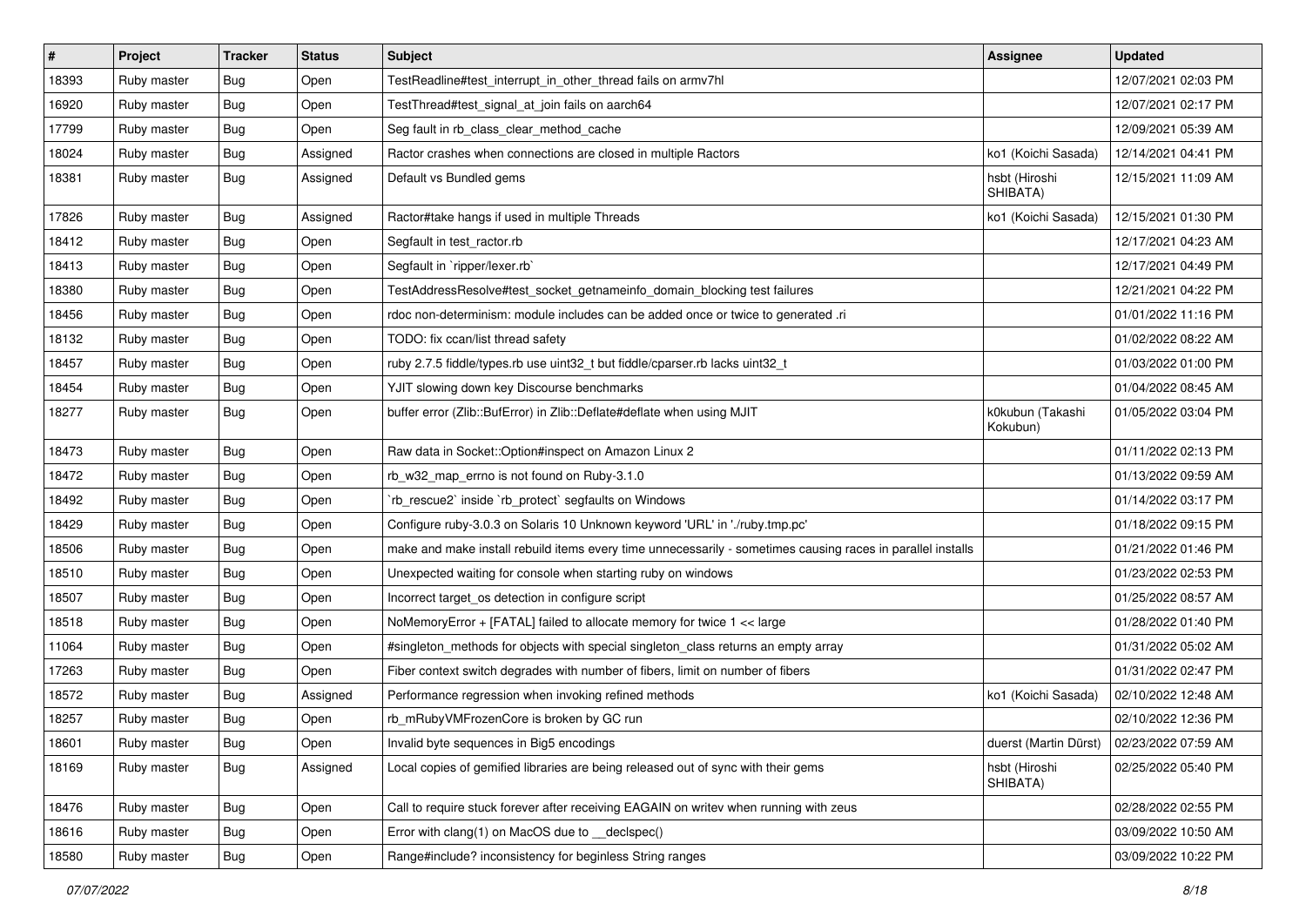| # | Project | Tracker | Status | Subject | Assignee | Updated |
|---|---|---|---|---|---|---|
| 18393 | Ruby master | Bug | Open | TestReadline#test_interrupt_in_other_thread fails on armv7hl | | 12/07/2021 02:03 PM |
| 16920 | Ruby master | Bug | Open | TestThread#test_signal_at_join fails on aarch64 | | 12/07/2021 02:17 PM |
| 17799 | Ruby master | Bug | Open | Seg fault in rb_class_clear_method_cache | | 12/09/2021 05:39 AM |
| 18024 | Ruby master | Bug | Assigned | Ractor crashes when connections are closed in multiple Ractors | ko1 (Koichi Sasada) | 12/14/2021 04:41 PM |
| 18381 | Ruby master | Bug | Assigned | Default vs Bundled gems | hsbt (Hiroshi SHIBATA) | 12/15/2021 11:09 AM |
| 17826 | Ruby master | Bug | Assigned | Ractor#take hangs if used in multiple Threads | ko1 (Koichi Sasada) | 12/15/2021 01:30 PM |
| 18412 | Ruby master | Bug | Open | Segfault in test_ractor.rb | | 12/17/2021 04:23 AM |
| 18413 | Ruby master | Bug | Open | Segfault in `ripper/lexer.rb` | | 12/17/2021 04:49 PM |
| 18380 | Ruby master | Bug | Open | TestAddressResolve#test_socket_getnameinfo_domain_blocking test failures | | 12/21/2021 04:22 PM |
| 18456 | Ruby master | Bug | Open | rdoc non-determinism: module includes can be added once or twice to generated .ri | | 01/01/2022 11:16 PM |
| 18132 | Ruby master | Bug | Open | TODO: fix ccan/list thread safety | | 01/02/2022 08:22 AM |
| 18457 | Ruby master | Bug | Open | ruby 2.7.5 fiddle/types.rb use uint32_t but fiddle/cparser.rb lacks uint32_t | | 01/03/2022 01:00 PM |
| 18454 | Ruby master | Bug | Open | YJIT slowing down key Discourse benchmarks | | 01/04/2022 08:45 AM |
| 18277 | Ruby master | Bug | Open | buffer error (Zlib::BufError) in Zlib::Deflate#deflate when using MJIT | k0kubun (Takashi Kokubun) | 01/05/2022 03:04 PM |
| 18473 | Ruby master | Bug | Open | Raw data in Socket::Option#inspect on Amazon Linux 2 | | 01/11/2022 02:13 PM |
| 18472 | Ruby master | Bug | Open | rb_w32_map_errno is not found on Ruby-3.1.0 | | 01/13/2022 09:59 AM |
| 18492 | Ruby master | Bug | Open | `rb_rescue2` inside `rb_protect` segfaults on Windows | | 01/14/2022 03:17 PM |
| 18429 | Ruby master | Bug | Open | Configure ruby-3.0.3 on Solaris 10 Unknown keyword 'URL' in './ruby.tmp.pc' | | 01/18/2022 09:15 PM |
| 18506 | Ruby master | Bug | Open | make and make install rebuild items every time unnecessarily - sometimes causing races in parallel installs | | 01/21/2022 01:46 PM |
| 18510 | Ruby master | Bug | Open | Unexpected waiting for console when starting ruby on windows | | 01/23/2022 02:53 PM |
| 18507 | Ruby master | Bug | Open | Incorrect target_os detection in configure script | | 01/25/2022 08:57 AM |
| 18518 | Ruby master | Bug | Open | NoMemoryError + [FATAL] failed to allocate memory for twice 1 << large | | 01/28/2022 01:40 PM |
| 11064 | Ruby master | Bug | Open | #singleton_methods for objects with special singleton_class returns an empty array | | 01/31/2022 05:02 AM |
| 17263 | Ruby master | Bug | Open | Fiber context switch degrades with number of fibers, limit on number of fibers | | 01/31/2022 02:47 PM |
| 18572 | Ruby master | Bug | Assigned | Performance regression when invoking refined methods | ko1 (Koichi Sasada) | 02/10/2022 12:48 AM |
| 18257 | Ruby master | Bug | Open | rb_mRubyVMFrozenCore is broken by GC run | | 02/10/2022 12:36 PM |
| 18601 | Ruby master | Bug | Open | Invalid byte sequences in Big5 encodings | duerst (Martin Dürst) | 02/23/2022 07:59 AM |
| 18169 | Ruby master | Bug | Assigned | Local copies of gemified libraries are being released out of sync with their gems | hsbt (Hiroshi SHIBATA) | 02/25/2022 05:40 PM |
| 18476 | Ruby master | Bug | Open | Call to require stuck forever after receiving EAGAIN on writev when running with zeus | | 02/28/2022 02:55 PM |
| 18616 | Ruby master | Bug | Open | Error with clang(1) on MacOS due to __declspec() | | 03/09/2022 10:50 AM |
| 18580 | Ruby master | Bug | Open | Range#include? inconsistency for beginless String ranges | | 03/09/2022 10:22 PM |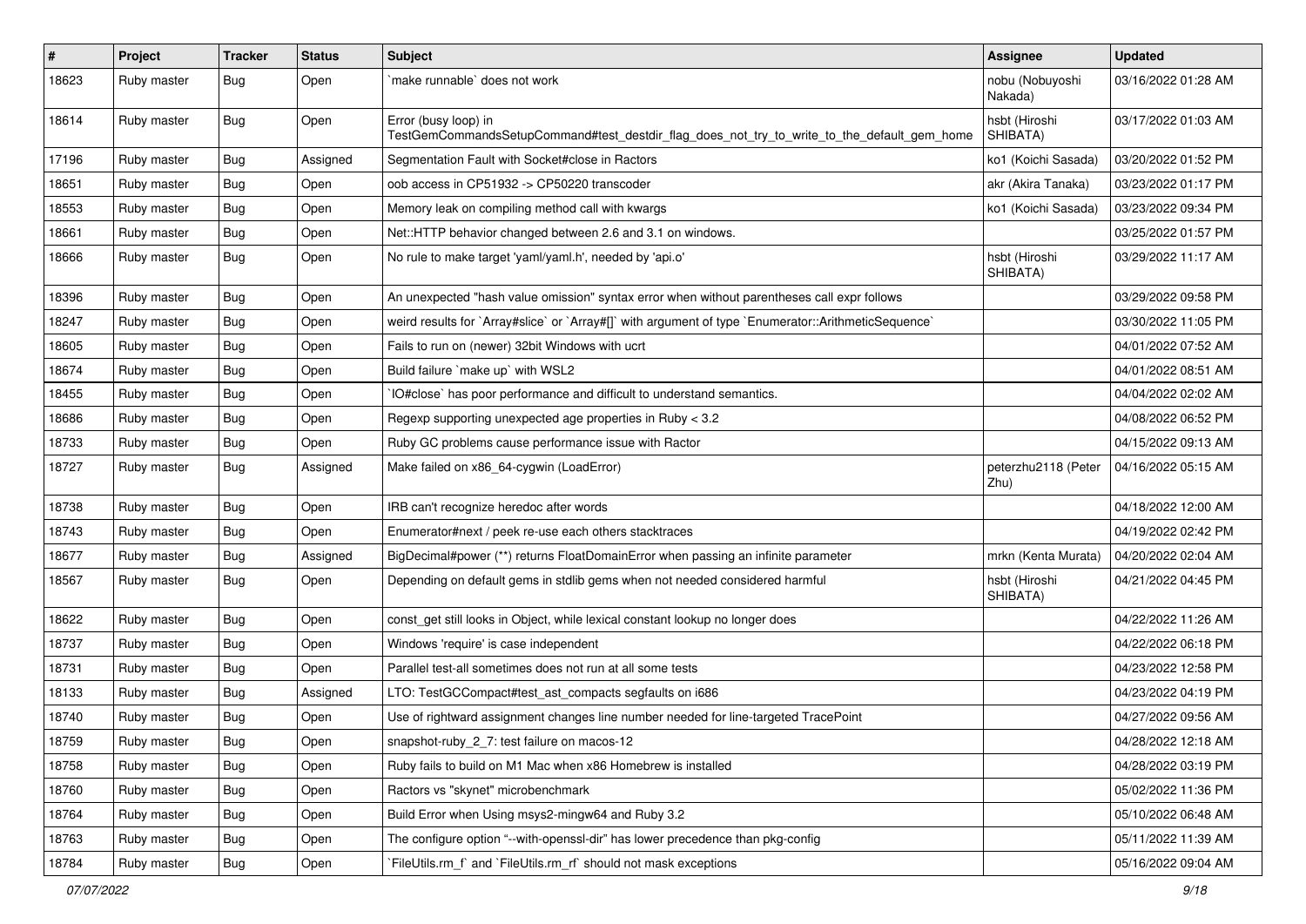| # | Project | Tracker | Status | Subject | Assignee | Updated |
|---|---|---|---|---|---|---|
| 18623 | Ruby master | Bug | Open | `make runnable` does not work | nobu (Nobuyoshi Nakada) | 03/16/2022 01:28 AM |
| 18614 | Ruby master | Bug | Open | Error (busy loop) in TestGemCommandsSetupCommand#test_destdir_flag_does_not_try_to_write_to_the_default_gem_home | hsbt (Hiroshi SHIBATA) | 03/17/2022 01:03 AM |
| 17196 | Ruby master | Bug | Assigned | Segmentation Fault with Socket#close in Ractors | ko1 (Koichi Sasada) | 03/20/2022 01:52 PM |
| 18651 | Ruby master | Bug | Open | oob access in CP51932 -> CP50220 transcoder | akr (Akira Tanaka) | 03/23/2022 01:17 PM |
| 18553 | Ruby master | Bug | Open | Memory leak on compiling method call with kwargs | ko1 (Koichi Sasada) | 03/23/2022 09:34 PM |
| 18661 | Ruby master | Bug | Open | Net::HTTP behavior changed between 2.6 and 3.1 on windows. | | 03/25/2022 01:57 PM |
| 18666 | Ruby master | Bug | Open | No rule to make target 'yaml/yaml.h', needed by 'api.o' | hsbt (Hiroshi SHIBATA) | 03/29/2022 11:17 AM |
| 18396 | Ruby master | Bug | Open | An unexpected "hash value omission" syntax error when without parentheses call expr follows | | 03/29/2022 09:58 PM |
| 18247 | Ruby master | Bug | Open | weird results for `Array#slice` or `Array#[]` with argument of type `Enumerator::ArithmeticSequence` | | 03/30/2022 11:05 PM |
| 18605 | Ruby master | Bug | Open | Fails to run on (newer) 32bit Windows with ucrt | | 04/01/2022 07:52 AM |
| 18674 | Ruby master | Bug | Open | Build failure `make up` with WSL2 | | 04/01/2022 08:51 AM |
| 18455 | Ruby master | Bug | Open | `IO#close` has poor performance and difficult to understand semantics. | | 04/04/2022 02:02 AM |
| 18686 | Ruby master | Bug | Open | Regexp supporting unexpected age properties in Ruby < 3.2 | | 04/08/2022 06:52 PM |
| 18733 | Ruby master | Bug | Open | Ruby GC problems cause performance issue with Ractor | | 04/15/2022 09:13 AM |
| 18727 | Ruby master | Bug | Assigned | Make failed on x86_64-cygwin (LoadError) | peterzhu2118 (Peter Zhu) | 04/16/2022 05:15 AM |
| 18738 | Ruby master | Bug | Open | IRB can't recognize heredoc after words | | 04/18/2022 12:00 AM |
| 18743 | Ruby master | Bug | Open | Enumerator#next / peek re-use each others stacktraces | | 04/19/2022 02:42 PM |
| 18677 | Ruby master | Bug | Assigned | BigDecimal#power (**) returns FloatDomainError when passing an infinite parameter | mrkn (Kenta Murata) | 04/20/2022 02:04 AM |
| 18567 | Ruby master | Bug | Open | Depending on default gems in stdlib gems when not needed considered harmful | hsbt (Hiroshi SHIBATA) | 04/21/2022 04:45 PM |
| 18622 | Ruby master | Bug | Open | const_get still looks in Object, while lexical constant lookup no longer does | | 04/22/2022 11:26 AM |
| 18737 | Ruby master | Bug | Open | Windows 'require' is case independent | | 04/22/2022 06:18 PM |
| 18731 | Ruby master | Bug | Open | Parallel test-all sometimes does not run at all some tests | | 04/23/2022 12:58 PM |
| 18133 | Ruby master | Bug | Assigned | LTO: TestGCCompact#test_ast_compacts segfaults on i686 | | 04/23/2022 04:19 PM |
| 18740 | Ruby master | Bug | Open | Use of rightward assignment changes line number needed for line-targeted TracePoint | | 04/27/2022 09:56 AM |
| 18759 | Ruby master | Bug | Open | snapshot-ruby_2_7: test failure on macos-12 | | 04/28/2022 12:18 AM |
| 18758 | Ruby master | Bug | Open | Ruby fails to build on M1 Mac when x86 Homebrew is installed | | 04/28/2022 03:19 PM |
| 18760 | Ruby master | Bug | Open | Ractors vs "skynet" microbenchmark | | 05/02/2022 11:36 PM |
| 18764 | Ruby master | Bug | Open | Build Error when Using msys2-mingw64 and Ruby 3.2 | | 05/10/2022 06:48 AM |
| 18763 | Ruby master | Bug | Open | The configure option "--with-openssl-dir" has lower precedence than pkg-config | | 05/11/2022 11:39 AM |
| 18784 | Ruby master | Bug | Open | `FileUtils.rm_f` and `FileUtils.rm_rf` should not mask exceptions | | 05/16/2022 09:04 AM |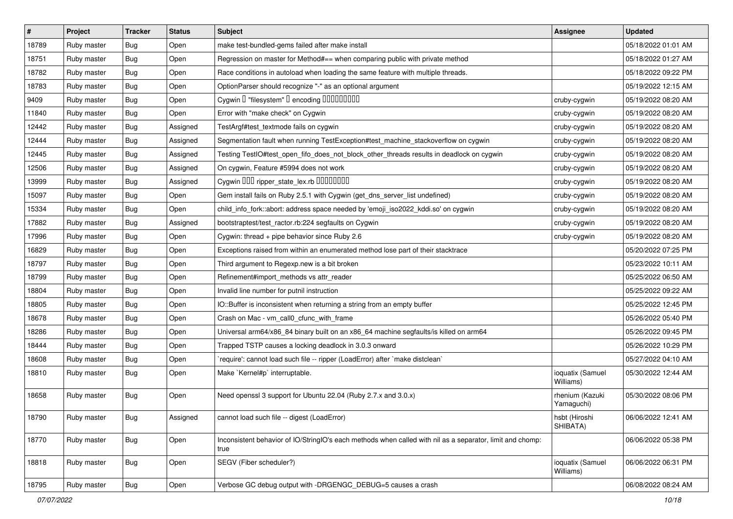| # | Project | Tracker | Status | Subject | Assignee | Updated |
|---|---|---|---|---|---|---|
| 18789 | Ruby master | Bug | Open | make test-bundled-gems failed after make install | | 05/18/2022 01:01 AM |
| 18751 | Ruby master | Bug | Open | Regression on master for Method#== when comparing public with private method | | 05/18/2022 01:27 AM |
| 18782 | Ruby master | Bug | Open | Race conditions in autoload when loading the same feature with multiple threads. | | 05/18/2022 09:22 PM |
| 18783 | Ruby master | Bug | Open | OptionParser should recognize "-" as an optional argument | | 05/19/2022 12:15 AM |
| 9409 | Ruby master | Bug | Open | Cygwin � "filesystem" � encoding ��������� | cruby-cygwin | 05/19/2022 08:20 AM |
| 11840 | Ruby master | Bug | Open | Error with "make check" on Cygwin | cruby-cygwin | 05/19/2022 08:20 AM |
| 12442 | Ruby master | Bug | Assigned | TestArgf#test_textmode fails on cygwin | cruby-cygwin | 05/19/2022 08:20 AM |
| 12444 | Ruby master | Bug | Assigned | Segmentation fault when running TestException#test_machine_stackoverflow on cygwin | cruby-cygwin | 05/19/2022 08:20 AM |
| 12445 | Ruby master | Bug | Assigned | Testing TestIO#test_open_fifo_does_not_block_other_threads results in deadlock on cygwin | cruby-cygwin | 05/19/2022 08:20 AM |
| 12506 | Ruby master | Bug | Assigned | On cygwin, Feature #5994 does not work | cruby-cygwin | 05/19/2022 08:20 AM |
| 13999 | Ruby master | Bug | Assigned | Cygwin ��� ripper_state_lex.rb �������� | cruby-cygwin | 05/19/2022 08:20 AM |
| 15097 | Ruby master | Bug | Open | Gem install fails on Ruby 2.5.1 with Cygwin (get_dns_server_list undefined) | cruby-cygwin | 05/19/2022 08:20 AM |
| 15334 | Ruby master | Bug | Open | child_info_fork::abort: address space needed by 'emoji_iso2022_kddi.so' on cygwin | cruby-cygwin | 05/19/2022 08:20 AM |
| 17882 | Ruby master | Bug | Assigned | bootstraptest/test_ractor.rb:224 segfaults on Cygwin | cruby-cygwin | 05/19/2022 08:20 AM |
| 17996 | Ruby master | Bug | Open | Cygwin: thread + pipe behavior since Ruby 2.6 | cruby-cygwin | 05/19/2022 08:20 AM |
| 16829 | Ruby master | Bug | Open | Exceptions raised from within an enumerated method lose part of their stacktrace | | 05/20/2022 07:25 PM |
| 18797 | Ruby master | Bug | Open | Third argument to Regexp.new is a bit broken | | 05/23/2022 10:11 AM |
| 18799 | Ruby master | Bug | Open | Refinement#import_methods vs attr_reader | | 05/25/2022 06:50 AM |
| 18804 | Ruby master | Bug | Open | Invalid line number for putnil instruction | | 05/25/2022 09:22 AM |
| 18805 | Ruby master | Bug | Open | IO::Buffer is inconsistent when returning a string from an empty buffer | | 05/25/2022 12:45 PM |
| 18678 | Ruby master | Bug | Open | Crash on Mac - vm_call0_cfunc_with_frame | | 05/26/2022 05:40 PM |
| 18286 | Ruby master | Bug | Open | Universal arm64/x86_84 binary built on an x86_64 machine segfaults/is killed on arm64 | | 05/26/2022 09:45 PM |
| 18444 | Ruby master | Bug | Open | Trapped TSTP causes a locking deadlock in 3.0.3 onward | | 05/26/2022 10:29 PM |
| 18608 | Ruby master | Bug | Open | `require': cannot load such file -- ripper (LoadError) after `make distclean` | | 05/27/2022 04:10 AM |
| 18810 | Ruby master | Bug | Open | Make `Kernel#p` interruptable. | ioquatix (Samuel Williams) | 05/30/2022 12:44 AM |
| 18658 | Ruby master | Bug | Open | Need openssl 3 support for Ubuntu 22.04 (Ruby 2.7.x and 3.0.x) | rhenium (Kazuki Yamaguchi) | 05/30/2022 08:06 PM |
| 18790 | Ruby master | Bug | Assigned | cannot load such file -- digest (LoadError) | hsbt (Hiroshi SHIBATA) | 06/06/2022 12:41 AM |
| 18770 | Ruby master | Bug | Open | Inconsistent behavior of IO/StringIO's each methods when called with nil as a separator, limit and chomp: true | | 06/06/2022 05:38 PM |
| 18818 | Ruby master | Bug | Open | SEGV (Fiber scheduler?) | ioquatix (Samuel Williams) | 06/06/2022 06:31 PM |
| 18795 | Ruby master | Bug | Open | Verbose GC debug output with -DRGENGC_DEBUG=5 causes a crash | | 06/08/2022 08:24 AM |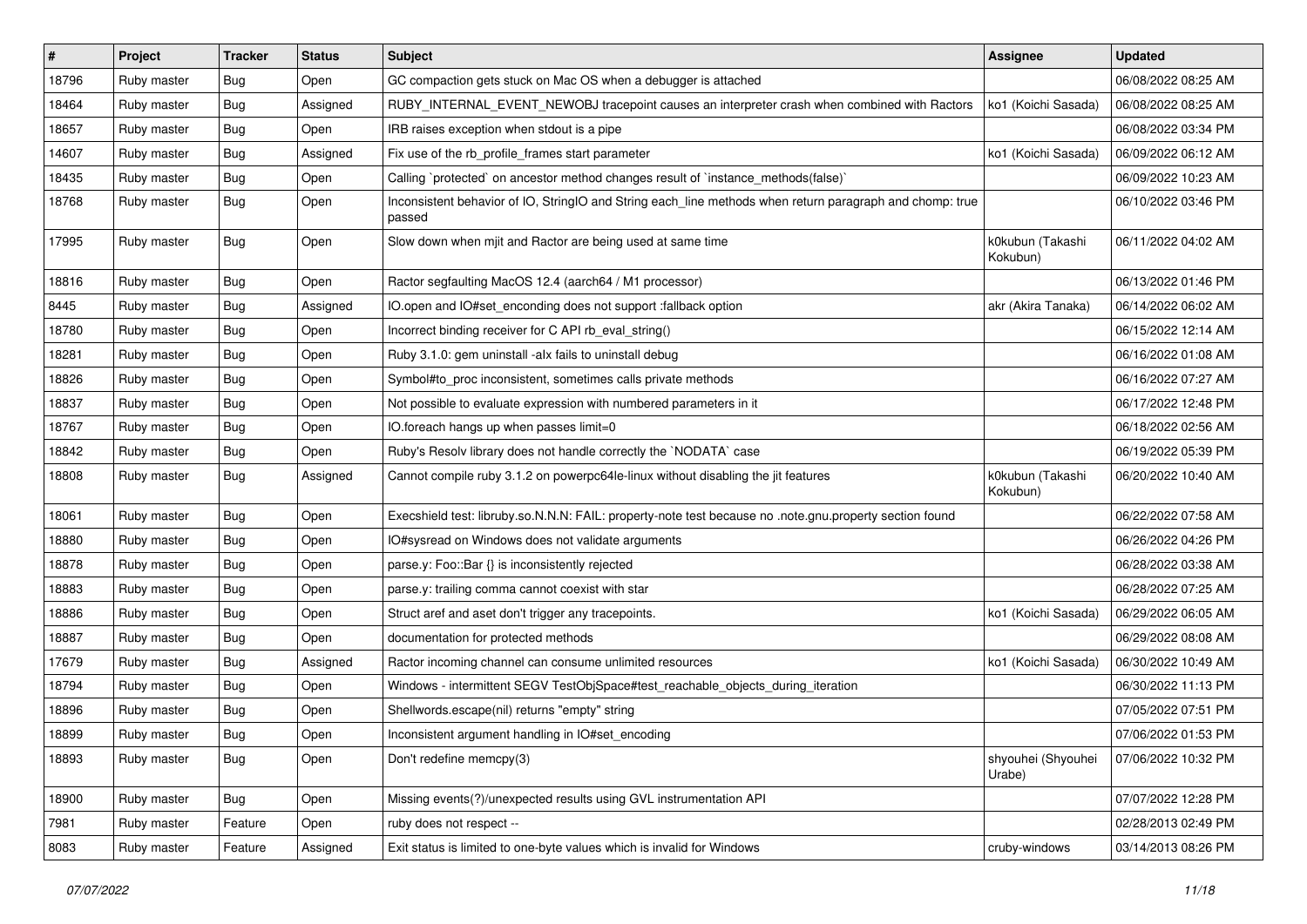| # | Project | Tracker | Status | Subject | Assignee | Updated |
|---|---|---|---|---|---|---|
| 18796 | Ruby master | Bug | Open | GC compaction gets stuck on Mac OS when a debugger is attached | | 06/08/2022 08:25 AM |
| 18464 | Ruby master | Bug | Assigned | RUBY_INTERNAL_EVENT_NEWOBJ tracepoint causes an interpreter crash when combined with Ractors | ko1 (Koichi Sasada) | 06/08/2022 08:25 AM |
| 18657 | Ruby master | Bug | Open | IRB raises exception when stdout is a pipe | | 06/08/2022 03:34 PM |
| 14607 | Ruby master | Bug | Assigned | Fix use of the rb_profile_frames start parameter | ko1 (Koichi Sasada) | 06/09/2022 06:12 AM |
| 18435 | Ruby master | Bug | Open | Calling `protected` on ancestor method changes result of `instance_methods(false)` | | 06/09/2022 10:23 AM |
| 18768 | Ruby master | Bug | Open | Inconsistent behavior of IO, StringIO and String each_line methods when return paragraph and chomp: true passed | | 06/10/2022 03:46 PM |
| 17995 | Ruby master | Bug | Open | Slow down when mjit and Ractor are being used at same time | k0kubun (Takashi Kokubun) | 06/11/2022 04:02 AM |
| 18816 | Ruby master | Bug | Open | Ractor segfaulting MacOS 12.4 (aarch64 / M1 processor) | | 06/13/2022 01:46 PM |
| 8445 | Ruby master | Bug | Assigned | IO.open and IO#set_enconding does not support :fallback option | akr (Akira Tanaka) | 06/14/2022 06:02 AM |
| 18780 | Ruby master | Bug | Open | Incorrect binding receiver for C API rb_eval_string() | | 06/15/2022 12:14 AM |
| 18281 | Ruby master | Bug | Open | Ruby 3.1.0: gem uninstall -alx fails to uninstall debug | | 06/16/2022 01:08 AM |
| 18826 | Ruby master | Bug | Open | Symbol#to_proc inconsistent, sometimes calls private methods | | 06/16/2022 07:27 AM |
| 18837 | Ruby master | Bug | Open | Not possible to evaluate expression with numbered parameters in it | | 06/17/2022 12:48 PM |
| 18767 | Ruby master | Bug | Open | IO.foreach hangs up when passes limit=0 | | 06/18/2022 02:56 AM |
| 18842 | Ruby master | Bug | Open | Ruby's Resolv library does not handle correctly the `NODATA` case | | 06/19/2022 05:39 PM |
| 18808 | Ruby master | Bug | Assigned | Cannot compile ruby 3.1.2 on powerpc64le-linux without disabling the jit features | k0kubun (Takashi Kokubun) | 06/20/2022 10:40 AM |
| 18061 | Ruby master | Bug | Open | Execshield test: libruby.so.N.N.N: FAIL: property-note test because no .note.gnu.property section found | | 06/22/2022 07:58 AM |
| 18880 | Ruby master | Bug | Open | IO#sysread on Windows does not validate arguments | | 06/26/2022 04:26 PM |
| 18878 | Ruby master | Bug | Open | parse.y: Foo::Bar {} is inconsistently rejected | | 06/28/2022 03:38 AM |
| 18883 | Ruby master | Bug | Open | parse.y: trailing comma cannot coexist with star | | 06/28/2022 07:25 AM |
| 18886 | Ruby master | Bug | Open | Struct aref and aset don't trigger any tracepoints. | ko1 (Koichi Sasada) | 06/29/2022 06:05 AM |
| 18887 | Ruby master | Bug | Open | documentation for protected methods | | 06/29/2022 08:08 AM |
| 17679 | Ruby master | Bug | Assigned | Ractor incoming channel can consume unlimited resources | ko1 (Koichi Sasada) | 06/30/2022 10:49 AM |
| 18794 | Ruby master | Bug | Open | Windows - intermittent SEGV TestObjSpace#test_reachable_objects_during_iteration | | 06/30/2022 11:13 PM |
| 18896 | Ruby master | Bug | Open | Shellwords.escape(nil) returns "empty" string | | 07/05/2022 07:51 PM |
| 18899 | Ruby master | Bug | Open | Inconsistent argument handling in IO#set_encoding | | 07/06/2022 01:53 PM |
| 18893 | Ruby master | Bug | Open | Don't redefine memcpy(3) | shyouhei (Shyouhei Urabe) | 07/06/2022 10:32 PM |
| 18900 | Ruby master | Bug | Open | Missing events(?)/unexpected results using GVL instrumentation API | | 07/07/2022 12:28 PM |
| 7981 | Ruby master | Feature | Open | ruby does not respect -- | | 02/28/2013 02:49 PM |
| 8083 | Ruby master | Feature | Assigned | Exit status is limited to one-byte values which is invalid for Windows | cruby-windows | 03/14/2013 08:26 PM |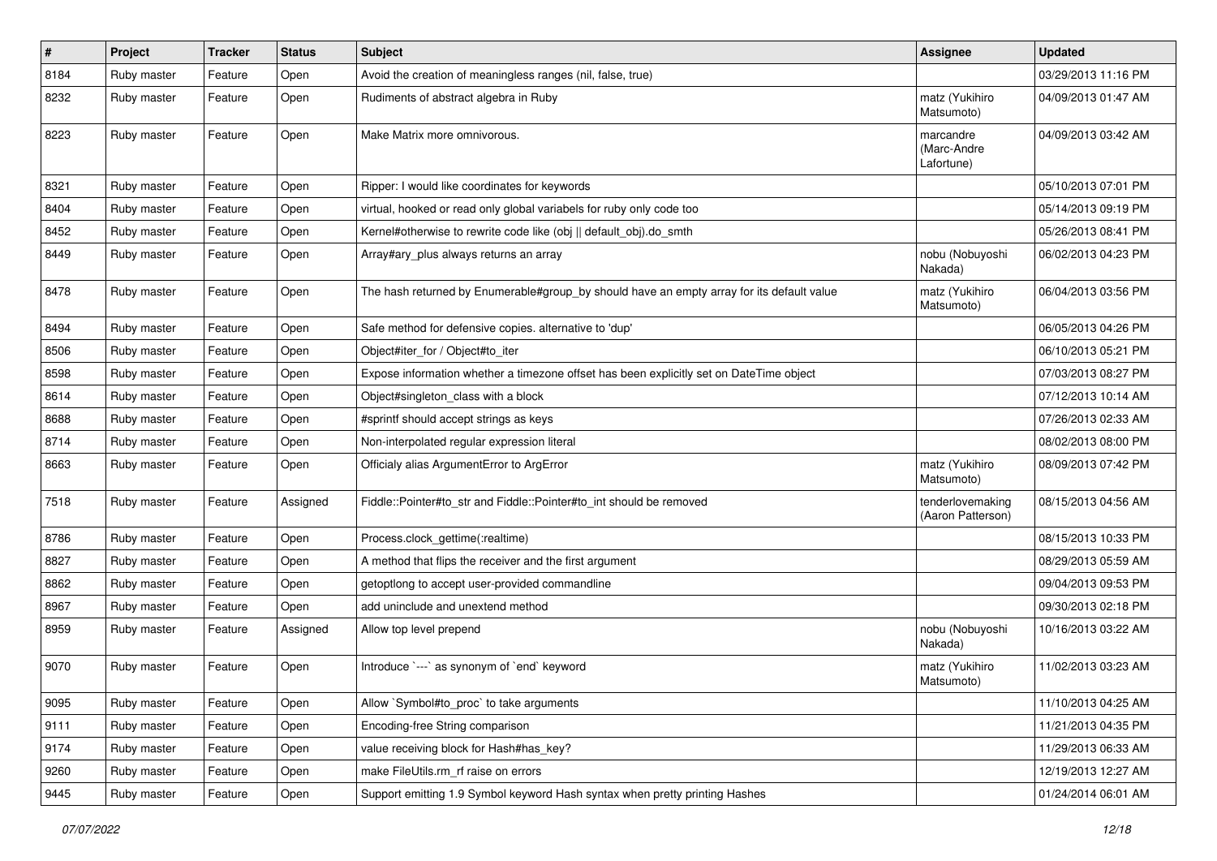| # | Project | Tracker | Status | Subject | Assignee | Updated |
|---|---|---|---|---|---|---|
| 8184 | Ruby master | Feature | Open | Avoid the creation of meaningless ranges (nil, false, true) | | 03/29/2013 11:16 PM |
| 8232 | Ruby master | Feature | Open | Rudiments of abstract algebra in Ruby | matz (Yukihiro Matsumoto) | 04/09/2013 01:47 AM |
| 8223 | Ruby master | Feature | Open | Make Matrix more omnivorous. | marcandre (Marc-Andre Lafortune) | 04/09/2013 03:42 AM |
| 8321 | Ruby master | Feature | Open | Ripper: I would like coordinates for keywords | | 05/10/2013 07:01 PM |
| 8404 | Ruby master | Feature | Open | virtual, hooked or read only global variabels for ruby only code too | | 05/14/2013 09:19 PM |
| 8452 | Ruby master | Feature | Open | Kernel#otherwise to rewrite code like (obj \|\| default_obj).do_smth | | 05/26/2013 08:41 PM |
| 8449 | Ruby master | Feature | Open | Array#ary_plus always returns an array | nobu (Nobuyoshi Nakada) | 06/02/2013 04:23 PM |
| 8478 | Ruby master | Feature | Open | The hash returned by Enumerable#group_by should have an empty array for its default value | matz (Yukihiro Matsumoto) | 06/04/2013 03:56 PM |
| 8494 | Ruby master | Feature | Open | Safe method for defensive copies. alternative to 'dup' | | 06/05/2013 04:26 PM |
| 8506 | Ruby master | Feature | Open | Object#iter_for / Object#to_iter | | 06/10/2013 05:21 PM |
| 8598 | Ruby master | Feature | Open | Expose information whether a timezone offset has been explicitly set on DateTime object | | 07/03/2013 08:27 PM |
| 8614 | Ruby master | Feature | Open | Object#singleton_class with a block | | 07/12/2013 10:14 AM |
| 8688 | Ruby master | Feature | Open | #sprintf should accept strings as keys | | 07/26/2013 02:33 AM |
| 8714 | Ruby master | Feature | Open | Non-interpolated regular expression literal | | 08/02/2013 08:00 PM |
| 8663 | Ruby master | Feature | Open | Officialy alias ArgumentError to ArgError | matz (Yukihiro Matsumoto) | 08/09/2013 07:42 PM |
| 7518 | Ruby master | Feature | Assigned | Fiddle::Pointer#to_str and Fiddle::Pointer#to_int should be removed | tenderlovemaking (Aaron Patterson) | 08/15/2013 04:56 AM |
| 8786 | Ruby master | Feature | Open | Process.clock_gettime(:realtime) | | 08/15/2013 10:33 PM |
| 8827 | Ruby master | Feature | Open | A method that flips the receiver and the first argument | | 08/29/2013 05:59 AM |
| 8862 | Ruby master | Feature | Open | getoptlong to accept user-provided commandline | | 09/04/2013 09:53 PM |
| 8967 | Ruby master | Feature | Open | add uninclude and unextend method | | 09/30/2013 02:18 PM |
| 8959 | Ruby master | Feature | Assigned | Allow top level prepend | nobu (Nobuyoshi Nakada) | 10/16/2013 03:22 AM |
| 9070 | Ruby master | Feature | Open | Introduce `---` as synonym of `end` keyword | matz (Yukihiro Matsumoto) | 11/02/2013 03:23 AM |
| 9095 | Ruby master | Feature | Open | Allow `Symbol#to_proc` to take arguments | | 11/10/2013 04:25 AM |
| 9111 | Ruby master | Feature | Open | Encoding-free String comparison | | 11/21/2013 04:35 PM |
| 9174 | Ruby master | Feature | Open | value receiving block for Hash#has_key? | | 11/29/2013 06:33 AM |
| 9260 | Ruby master | Feature | Open | make FileUtils.rm_rf raise on errors | | 12/19/2013 12:27 AM |
| 9445 | Ruby master | Feature | Open | Support emitting 1.9 Symbol keyword Hash syntax when pretty printing Hashes | | 01/24/2014 06:01 AM |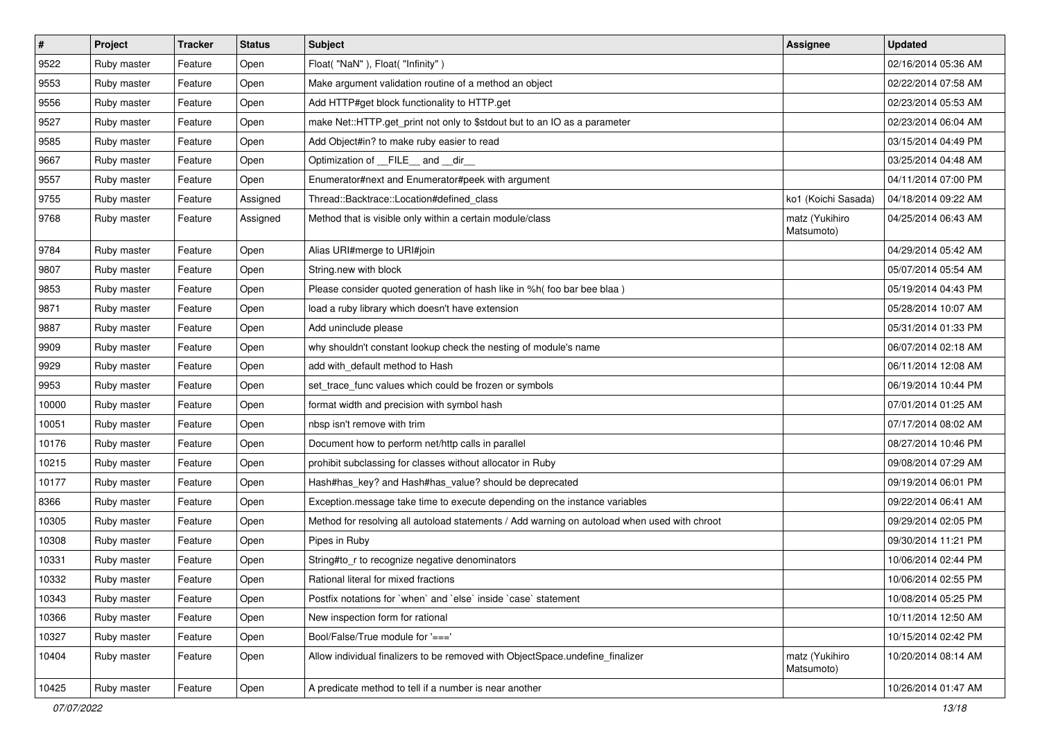| # | Project | Tracker | Status | Subject | Assignee | Updated |
|---|---|---|---|---|---|---|
| 9522 | Ruby master | Feature | Open | Float( "NaN" ), Float( "Infinity" ) | | 02/16/2014 05:36 AM |
| 9553 | Ruby master | Feature | Open | Make argument validation routine of a method an object | | 02/22/2014 07:58 AM |
| 9556 | Ruby master | Feature | Open | Add HTTP#get block functionality to HTTP.get | | 02/23/2014 05:53 AM |
| 9527 | Ruby master | Feature | Open | make Net::HTTP.get_print not only to $stdout but to an IO as a parameter | | 02/23/2014 06:04 AM |
| 9585 | Ruby master | Feature | Open | Add Object#in? to make ruby easier to read | | 03/15/2014 04:49 PM |
| 9667 | Ruby master | Feature | Open | Optimization of __FILE__ and __dir__ | | 03/25/2014 04:48 AM |
| 9557 | Ruby master | Feature | Open | Enumerator#next and Enumerator#peek with argument | | 04/11/2014 07:00 PM |
| 9755 | Ruby master | Feature | Assigned | Thread::Backtrace::Location#defined_class | ko1 (Koichi Sasada) | 04/18/2014 09:22 AM |
| 9768 | Ruby master | Feature | Assigned | Method that is visible only within a certain module/class | matz (Yukihiro Matsumoto) | 04/25/2014 06:43 AM |
| 9784 | Ruby master | Feature | Open | Alias URI#merge to URI#join | | 04/29/2014 05:42 AM |
| 9807 | Ruby master | Feature | Open | String.new with block | | 05/07/2014 05:54 AM |
| 9853 | Ruby master | Feature | Open | Please consider quoted generation of hash like in %h( foo bar bee blaa ) | | 05/19/2014 04:43 PM |
| 9871 | Ruby master | Feature | Open | load a ruby library which doesn't have extension | | 05/28/2014 10:07 AM |
| 9887 | Ruby master | Feature | Open | Add uninclude please | | 05/31/2014 01:33 PM |
| 9909 | Ruby master | Feature | Open | why shouldn't constant lookup check the nesting of module's name | | 06/07/2014 02:18 AM |
| 9929 | Ruby master | Feature | Open | add with_default method to Hash | | 06/11/2014 12:08 AM |
| 9953 | Ruby master | Feature | Open | set_trace_func values which could be frozen or symbols | | 06/19/2014 10:44 PM |
| 10000 | Ruby master | Feature | Open | format width and precision with symbol hash | | 07/01/2014 01:25 AM |
| 10051 | Ruby master | Feature | Open | nbsp isn't remove with trim | | 07/17/2014 08:02 AM |
| 10176 | Ruby master | Feature | Open | Document how to perform net/http calls in parallel | | 08/27/2014 10:46 PM |
| 10215 | Ruby master | Feature | Open | prohibit subclassing for classes without allocator in Ruby | | 09/08/2014 07:29 AM |
| 10177 | Ruby master | Feature | Open | Hash#has_key? and Hash#has_value? should be deprecated | | 09/19/2014 06:01 PM |
| 8366 | Ruby master | Feature | Open | Exception.message take time to execute depending on the instance variables | | 09/22/2014 06:41 AM |
| 10305 | Ruby master | Feature | Open | Method for resolving all autoload statements / Add warning on autoload when used with chroot | | 09/29/2014 02:05 PM |
| 10308 | Ruby master | Feature | Open | Pipes in Ruby | | 09/30/2014 11:21 PM |
| 10331 | Ruby master | Feature | Open | String#to_r to recognize negative denominators | | 10/06/2014 02:44 PM |
| 10332 | Ruby master | Feature | Open | Rational literal for mixed fractions | | 10/06/2014 02:55 PM |
| 10343 | Ruby master | Feature | Open | Postfix notations for `when` and `else` inside `case` statement | | 10/08/2014 05:25 PM |
| 10366 | Ruby master | Feature | Open | New inspection form for rational | | 10/11/2014 12:50 AM |
| 10327 | Ruby master | Feature | Open | Bool/False/True module for '===' | | 10/15/2014 02:42 PM |
| 10404 | Ruby master | Feature | Open | Allow individual finalizers to be removed with ObjectSpace.undefine_finalizer | matz (Yukihiro Matsumoto) | 10/20/2014 08:14 AM |
| 10425 | Ruby master | Feature | Open | A predicate method to tell if a number is near another | | 10/26/2014 01:47 AM |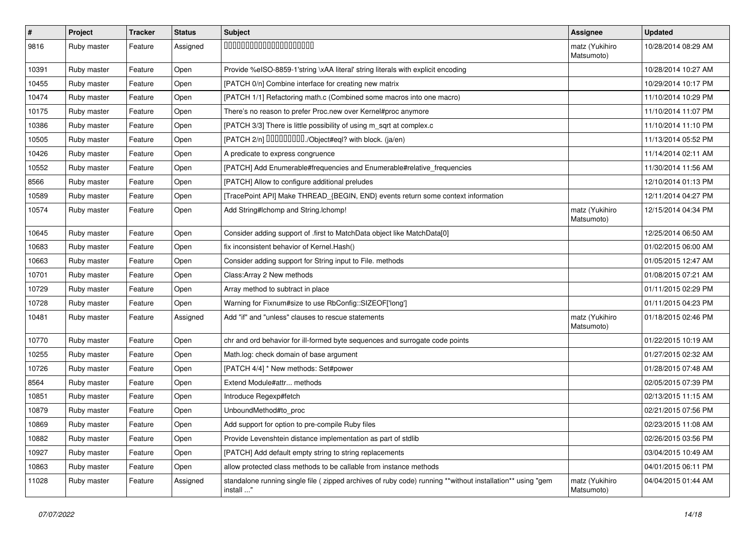| # | Project | Tracker | Status | Subject | Assignee | Updated |
| --- | --- | --- | --- | --- | --- | --- |
| 9816 | Ruby master | Feature | Assigned | 00000000000000000000000 | matz (Yukihiro Matsumoto) | 10/28/2014 08:29 AM |
| 10391 | Ruby master | Feature | Open | Provide %eISO-8859-1'string \xAA literal' string literals with explicit encoding | | 10/28/2014 10:27 AM |
| 10455 | Ruby master | Feature | Open | [PATCH 0/n] Combine interface for creating new matrix | | 10/29/2014 10:17 PM |
| 10474 | Ruby master | Feature | Open | [PATCH 1/1] Refactoring math.c (Combined some macros into one macro) | | 11/10/2014 10:29 PM |
| 10175 | Ruby master | Feature | Open | There’s no reason to prefer Proc.new over Kernel#proc anymore | | 11/10/2014 11:07 PM |
| 10386 | Ruby master | Feature | Open | [PATCH 3/3] There is little possibility of using m_sqrt at complex.c | | 11/10/2014 11:10 PM |
| 10505 | Ruby master | Feature | Open | [PATCH 2/n] 0000000000./Object#eql? with block. (ja/en) | | 11/13/2014 05:52 PM |
| 10426 | Ruby master | Feature | Open | A predicate to express congruence | | 11/14/2014 02:11 AM |
| 10552 | Ruby master | Feature | Open | [PATCH] Add Enumerable#frequencies and Enumerable#relative_frequencies | | 11/30/2014 11:56 AM |
| 8566 | Ruby master | Feature | Open | [PATCH] Allow to configure additional preludes | | 12/10/2014 01:13 PM |
| 10589 | Ruby master | Feature | Open | [TracePoint API] Make THREAD_{BEGIN, END} events return some context information | | 12/11/2014 04:27 PM |
| 10574 | Ruby master | Feature | Open | Add String#lchomp and String.lchomp! | matz (Yukihiro Matsumoto) | 12/15/2014 04:34 PM |
| 10645 | Ruby master | Feature | Open | Consider adding support of .first to MatchData object like MatchData[0] | | 12/25/2014 06:50 AM |
| 10683 | Ruby master | Feature | Open | fix inconsistent behavior of Kernel.Hash() | | 01/02/2015 06:00 AM |
| 10663 | Ruby master | Feature | Open | Consider adding support for String input to File. methods | | 01/05/2015 12:47 AM |
| 10701 | Ruby master | Feature | Open | Class:Array 2 New methods | | 01/08/2015 07:21 AM |
| 10729 | Ruby master | Feature | Open | Array method to subtract in place | | 01/11/2015 02:29 PM |
| 10728 | Ruby master | Feature | Open | Warning for Fixnum#size to use RbConfig::SIZEOF['long'] | | 01/11/2015 04:23 PM |
| 10481 | Ruby master | Feature | Assigned | Add "if" and "unless" clauses to rescue statements | matz (Yukihiro Matsumoto) | 01/18/2015 02:46 PM |
| 10770 | Ruby master | Feature | Open | chr and ord behavior for ill-formed byte sequences and surrogate code points | | 01/22/2015 10:19 AM |
| 10255 | Ruby master | Feature | Open | Math.log: check domain of base argument | | 01/27/2015 02:32 AM |
| 10726 | Ruby master | Feature | Open | [PATCH 4/4] * New methods: Set#power | | 01/28/2015 07:48 AM |
| 8564 | Ruby master | Feature | Open | Extend Module#attr... methods | | 02/05/2015 07:39 PM |
| 10851 | Ruby master | Feature | Open | Introduce Regexp#fetch | | 02/13/2015 11:15 AM |
| 10879 | Ruby master | Feature | Open | UnboundMethod#to_proc | | 02/21/2015 07:56 PM |
| 10869 | Ruby master | Feature | Open | Add support for option to pre-compile Ruby files | | 02/23/2015 11:08 AM |
| 10882 | Ruby master | Feature | Open | Provide Levenshtein distance implementation as part of stdlib | | 02/26/2015 03:56 PM |
| 10927 | Ruby master | Feature | Open | [PATCH] Add default empty string to string replacements | | 03/04/2015 10:49 AM |
| 10863 | Ruby master | Feature | Open | allow protected class methods to be callable from instance methods | | 04/01/2015 06:11 PM |
| 11028 | Ruby master | Feature | Assigned | standalone running single file ( zipped archives of ruby code) running **without installation** using "gem install ..." | matz (Yukihiro Matsumoto) | 04/04/2015 01:44 AM |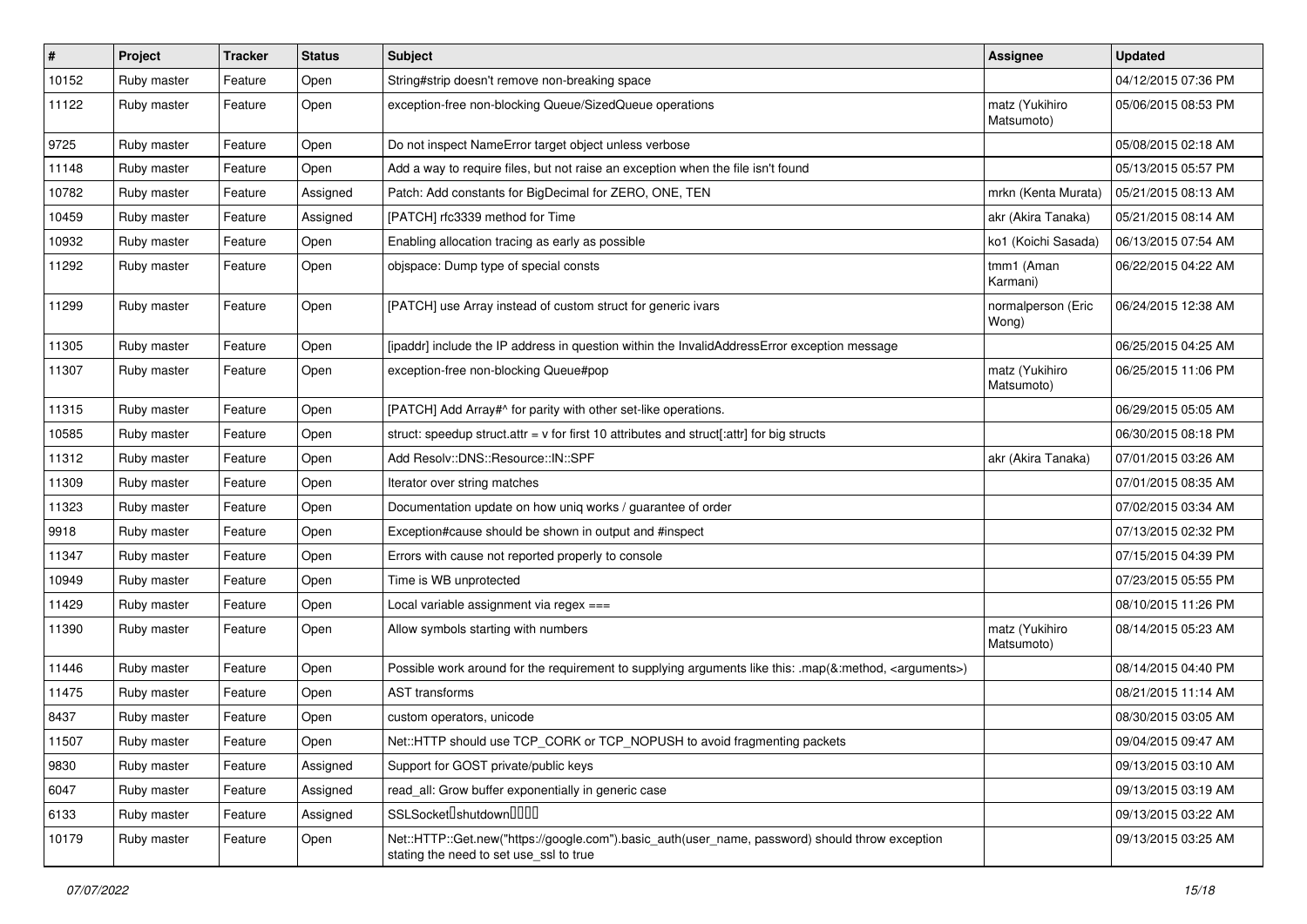| # | Project | Tracker | Status | Subject | Assignee | Updated |
|---|---|---|---|---|---|---|
| 10152 | Ruby master | Feature | Open | String#strip doesn't remove non-breaking space | | 04/12/2015 07:36 PM |
| 11122 | Ruby master | Feature | Open | exception-free non-blocking Queue/SizedQueue operations | matz (Yukihiro Matsumoto) | 05/06/2015 08:53 PM |
| 9725 | Ruby master | Feature | Open | Do not inspect NameError target object unless verbose | | 05/08/2015 02:18 AM |
| 11148 | Ruby master | Feature | Open | Add a way to require files, but not raise an exception when the file isn't found | | 05/13/2015 05:57 PM |
| 10782 | Ruby master | Feature | Assigned | Patch: Add constants for BigDecimal for ZERO, ONE, TEN | mrkn (Kenta Murata) | 05/21/2015 08:13 AM |
| 10459 | Ruby master | Feature | Assigned | [PATCH] rfc3339 method for Time | akr (Akira Tanaka) | 05/21/2015 08:14 AM |
| 10932 | Ruby master | Feature | Open | Enabling allocation tracing as early as possible | ko1 (Koichi Sasada) | 06/13/2015 07:54 AM |
| 11292 | Ruby master | Feature | Open | objspace: Dump type of special consts | tmm1 (Aman Karmani) | 06/22/2015 04:22 AM |
| 11299 | Ruby master | Feature | Open | [PATCH] use Array instead of custom struct for generic ivars | normalperson (Eric Wong) | 06/24/2015 12:38 AM |
| 11305 | Ruby master | Feature | Open | [ipaddr] include the IP address in question within the InvalidAddressError exception message | | 06/25/2015 04:25 AM |
| 11307 | Ruby master | Feature | Open | exception-free non-blocking Queue#pop | matz (Yukihiro Matsumoto) | 06/25/2015 11:06 PM |
| 11315 | Ruby master | Feature | Open | [PATCH] Add Array#^ for parity with other set-like operations. | | 06/29/2015 05:05 AM |
| 10585 | Ruby master | Feature | Open | struct: speedup struct.attr = v for first 10 attributes and struct[:attr] for big structs | | 06/30/2015 08:18 PM |
| 11312 | Ruby master | Feature | Open | Add Resolv::DNS::Resource::IN::SPF | akr (Akira Tanaka) | 07/01/2015 03:26 AM |
| 11309 | Ruby master | Feature | Open | Iterator over string matches | | 07/01/2015 08:35 AM |
| 11323 | Ruby master | Feature | Open | Documentation update on how uniq works / guarantee of order | | 07/02/2015 03:34 AM |
| 9918 | Ruby master | Feature | Open | Exception#cause should be shown in output and #inspect | | 07/13/2015 02:32 PM |
| 11347 | Ruby master | Feature | Open | Errors with cause not reported properly to console | | 07/15/2015 04:39 PM |
| 10949 | Ruby master | Feature | Open | Time is WB unprotected | | 07/23/2015 05:55 PM |
| 11429 | Ruby master | Feature | Open | Local variable assignment via regex === | | 08/10/2015 11:26 PM |
| 11390 | Ruby master | Feature | Open | Allow symbols starting with numbers | matz (Yukihiro Matsumoto) | 08/14/2015 05:23 AM |
| 11446 | Ruby master | Feature | Open | Possible work around for the requirement to supplying arguments like this: .map(&:method, <arguments>) | | 08/14/2015 04:40 PM |
| 11475 | Ruby master | Feature | Open | AST transforms | | 08/21/2015 11:14 AM |
| 8437 | Ruby master | Feature | Open | custom operators, unicode | | 08/30/2015 03:05 AM |
| 11507 | Ruby master | Feature | Open | Net::HTTP should use TCP_CORK or TCP_NOPUSH to avoid fragmenting packets | | 09/04/2015 09:47 AM |
| 9830 | Ruby master | Feature | Assigned | Support for GOST private/public keys | | 09/13/2015 03:10 AM |
| 6047 | Ruby master | Feature | Assigned | read_all: Grow buffer exponentially in generic case | | 09/13/2015 03:19 AM |
| 6133 | Ruby master | Feature | Assigned | SSLSocket□shutdown□□□□ | | 09/13/2015 03:22 AM |
| 10179 | Ruby master | Feature | Open | Net::HTTP::Get.new("https://google.com").basic_auth(user_name, password) should throw exception stating the need to set use_ssl to true | | 09/13/2015 03:25 AM |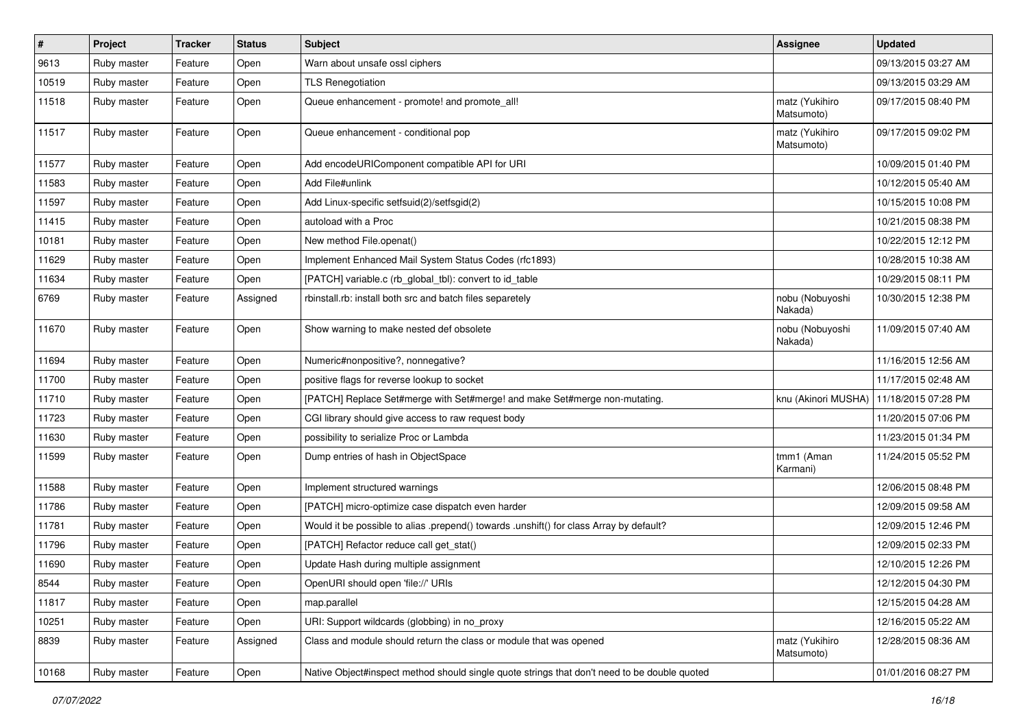| # | Project | Tracker | Status | Subject | Assignee | Updated |
| --- | --- | --- | --- | --- | --- | --- |
| 9613 | Ruby master | Feature | Open | Warn about unsafe ossl ciphers | | 09/13/2015 03:27 AM |
| 10519 | Ruby master | Feature | Open | TLS Renegotiation | | 09/13/2015 03:29 AM |
| 11518 | Ruby master | Feature | Open | Queue enhancement - promote! and promote_all! | matz (Yukihiro Matsumoto) | 09/17/2015 08:40 PM |
| 11517 | Ruby master | Feature | Open | Queue enhancement - conditional pop | matz (Yukihiro Matsumoto) | 09/17/2015 09:02 PM |
| 11577 | Ruby master | Feature | Open | Add encodeURIComponent compatible API for URI | | 10/09/2015 01:40 PM |
| 11583 | Ruby master | Feature | Open | Add File#unlink | | 10/12/2015 05:40 AM |
| 11597 | Ruby master | Feature | Open | Add Linux-specific setfsuid(2)/setfsgid(2) | | 10/15/2015 10:08 PM |
| 11415 | Ruby master | Feature | Open | autoload with a Proc | | 10/21/2015 08:38 PM |
| 10181 | Ruby master | Feature | Open | New method File.openat() | | 10/22/2015 12:12 PM |
| 11629 | Ruby master | Feature | Open | Implement Enhanced Mail System Status Codes (rfc1893) | | 10/28/2015 10:38 AM |
| 11634 | Ruby master | Feature | Open | [PATCH] variable.c (rb_global_tbl): convert to id_table | | 10/29/2015 08:11 PM |
| 6769 | Ruby master | Feature | Assigned | rbinstall.rb: install both src and batch files separetely | nobu (Nobuyoshi Nakada) | 10/30/2015 12:38 PM |
| 11670 | Ruby master | Feature | Open | Show warning to make nested def obsolete | nobu (Nobuyoshi Nakada) | 11/09/2015 07:40 AM |
| 11694 | Ruby master | Feature | Open | Numeric#nonpositive?, nonnegative? | | 11/16/2015 12:56 AM |
| 11700 | Ruby master | Feature | Open | positive flags for reverse lookup to socket | | 11/17/2015 02:48 AM |
| 11710 | Ruby master | Feature | Open | [PATCH] Replace Set#merge with Set#merge! and make Set#merge non-mutating. | knu (Akinori MUSHA) | 11/18/2015 07:28 PM |
| 11723 | Ruby master | Feature | Open | CGI library should give access to raw request body | | 11/20/2015 07:06 PM |
| 11630 | Ruby master | Feature | Open | possibility to serialize Proc or Lambda | | 11/23/2015 01:34 PM |
| 11599 | Ruby master | Feature | Open | Dump entries of hash in ObjectSpace | tmm1 (Aman Karmani) | 11/24/2015 05:52 PM |
| 11588 | Ruby master | Feature | Open | Implement structured warnings | | 12/06/2015 08:48 PM |
| 11786 | Ruby master | Feature | Open | [PATCH] micro-optimize case dispatch even harder | | 12/09/2015 09:58 AM |
| 11781 | Ruby master | Feature | Open | Would it be possible to alias .prepend() towards .unshift() for class Array by default? | | 12/09/2015 12:46 PM |
| 11796 | Ruby master | Feature | Open | [PATCH] Refactor reduce call get_stat() | | 12/09/2015 02:33 PM |
| 11690 | Ruby master | Feature | Open | Update Hash during multiple assignment | | 12/10/2015 12:26 PM |
| 8544 | Ruby master | Feature | Open | OpenURI should open 'file://' URIs | | 12/12/2015 04:30 PM |
| 11817 | Ruby master | Feature | Open | map.parallel | | 12/15/2015 04:28 AM |
| 10251 | Ruby master | Feature | Open | URI: Support wildcards (globbing) in no_proxy | | 12/16/2015 05:22 AM |
| 8839 | Ruby master | Feature | Assigned | Class and module should return the class or module that was opened | matz (Yukihiro Matsumoto) | 12/28/2015 08:36 AM |
| 10168 | Ruby master | Feature | Open | Native Object#inspect method should single quote strings that don't need to be double quoted | | 01/01/2016 08:27 PM |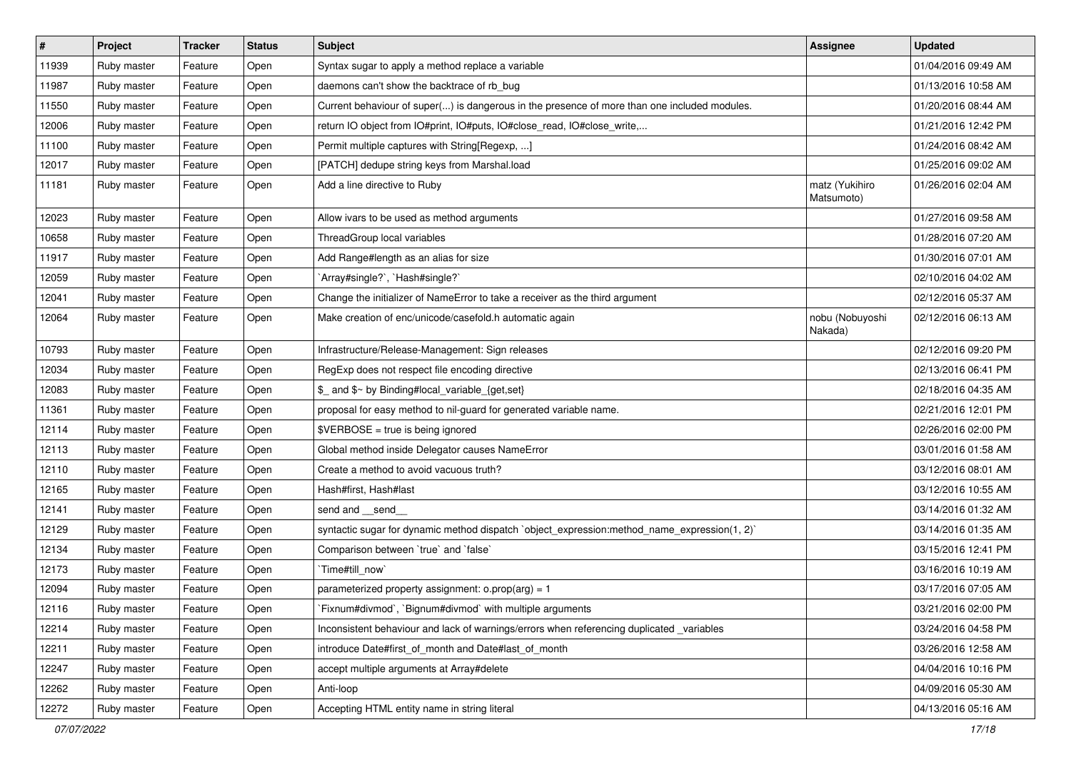| # | Project | Tracker | Status | Subject | Assignee | Updated |
|---|---|---|---|---|---|---|
| 11939 | Ruby master | Feature | Open | Syntax sugar to apply a method replace a variable | | 01/04/2016 09:49 AM |
| 11987 | Ruby master | Feature | Open | daemons can't show the backtrace of rb_bug | | 01/13/2016 10:58 AM |
| 11550 | Ruby master | Feature | Open | Current behaviour of super(...) is dangerous in the presence of more than one included modules. | | 01/20/2016 08:44 AM |
| 12006 | Ruby master | Feature | Open | return IO object from IO#print, IO#puts, IO#close_read, IO#close_write,... | | 01/21/2016 12:42 PM |
| 11100 | Ruby master | Feature | Open | Permit multiple captures with String[Regexp, ...] | | 01/24/2016 08:42 AM |
| 12017 | Ruby master | Feature | Open | [PATCH] dedupe string keys from Marshal.load | | 01/25/2016 09:02 AM |
| 11181 | Ruby master | Feature | Open | Add a line directive to Ruby | matz (Yukihiro Matsumoto) | 01/26/2016 02:04 AM |
| 12023 | Ruby master | Feature | Open | Allow ivars to be used as method arguments | | 01/27/2016 09:58 AM |
| 10658 | Ruby master | Feature | Open | ThreadGroup local variables | | 01/28/2016 07:20 AM |
| 11917 | Ruby master | Feature | Open | Add Range#length as an alias for size | | 01/30/2016 07:01 AM |
| 12059 | Ruby master | Feature | Open | `Array#single?`, `Hash#single?` | | 02/10/2016 04:02 AM |
| 12041 | Ruby master | Feature | Open | Change the initializer of NameError to take a receiver as the third argument | | 02/12/2016 05:37 AM |
| 12064 | Ruby master | Feature | Open | Make creation of enc/unicode/casefold.h automatic again | nobu (Nobuyoshi Nakada) | 02/12/2016 06:13 AM |
| 10793 | Ruby master | Feature | Open | Infrastructure/Release-Management: Sign releases | | 02/12/2016 09:20 PM |
| 12034 | Ruby master | Feature | Open | RegExp does not respect file encoding directive | | 02/13/2016 06:41 PM |
| 12083 | Ruby master | Feature | Open | $_ and $~ by Binding#local_variable_{get,set} | | 02/18/2016 04:35 AM |
| 11361 | Ruby master | Feature | Open | proposal for easy method to nil-guard for generated variable name. | | 02/21/2016 12:01 PM |
| 12114 | Ruby master | Feature | Open | $VERBOSE = true is being ignored | | 02/26/2016 02:00 PM |
| 12113 | Ruby master | Feature | Open | Global method inside Delegator causes NameError | | 03/01/2016 01:58 AM |
| 12110 | Ruby master | Feature | Open | Create a method to avoid vacuous truth? | | 03/12/2016 08:01 AM |
| 12165 | Ruby master | Feature | Open | Hash#first, Hash#last | | 03/12/2016 10:55 AM |
| 12141 | Ruby master | Feature | Open | send and __send__ | | 03/14/2016 01:32 AM |
| 12129 | Ruby master | Feature | Open | syntactic sugar for dynamic method dispatch `object_expression:method_name_expression(1, 2)` | | 03/14/2016 01:35 AM |
| 12134 | Ruby master | Feature | Open | Comparison between `true` and `false` | | 03/15/2016 12:41 PM |
| 12173 | Ruby master | Feature | Open | `Time#till_now` | | 03/16/2016 10:19 AM |
| 12094 | Ruby master | Feature | Open | parameterized property assignment: o.prop(arg) = 1 | | 03/17/2016 07:05 AM |
| 12116 | Ruby master | Feature | Open | `Fixnum#divmod`, `Bignum#divmod` with multiple arguments | | 03/21/2016 02:00 PM |
| 12214 | Ruby master | Feature | Open | Inconsistent behaviour and lack of warnings/errors when referencing duplicated _variables | | 03/24/2016 04:58 PM |
| 12211 | Ruby master | Feature | Open | introduce Date#first_of_month and Date#last_of_month | | 03/26/2016 12:58 AM |
| 12247 | Ruby master | Feature | Open | accept multiple arguments at Array#delete | | 04/04/2016 10:16 PM |
| 12262 | Ruby master | Feature | Open | Anti-loop | | 04/09/2016 05:30 AM |
| 12272 | Ruby master | Feature | Open | Accepting HTML entity name in string literal | | 04/13/2016 05:16 AM |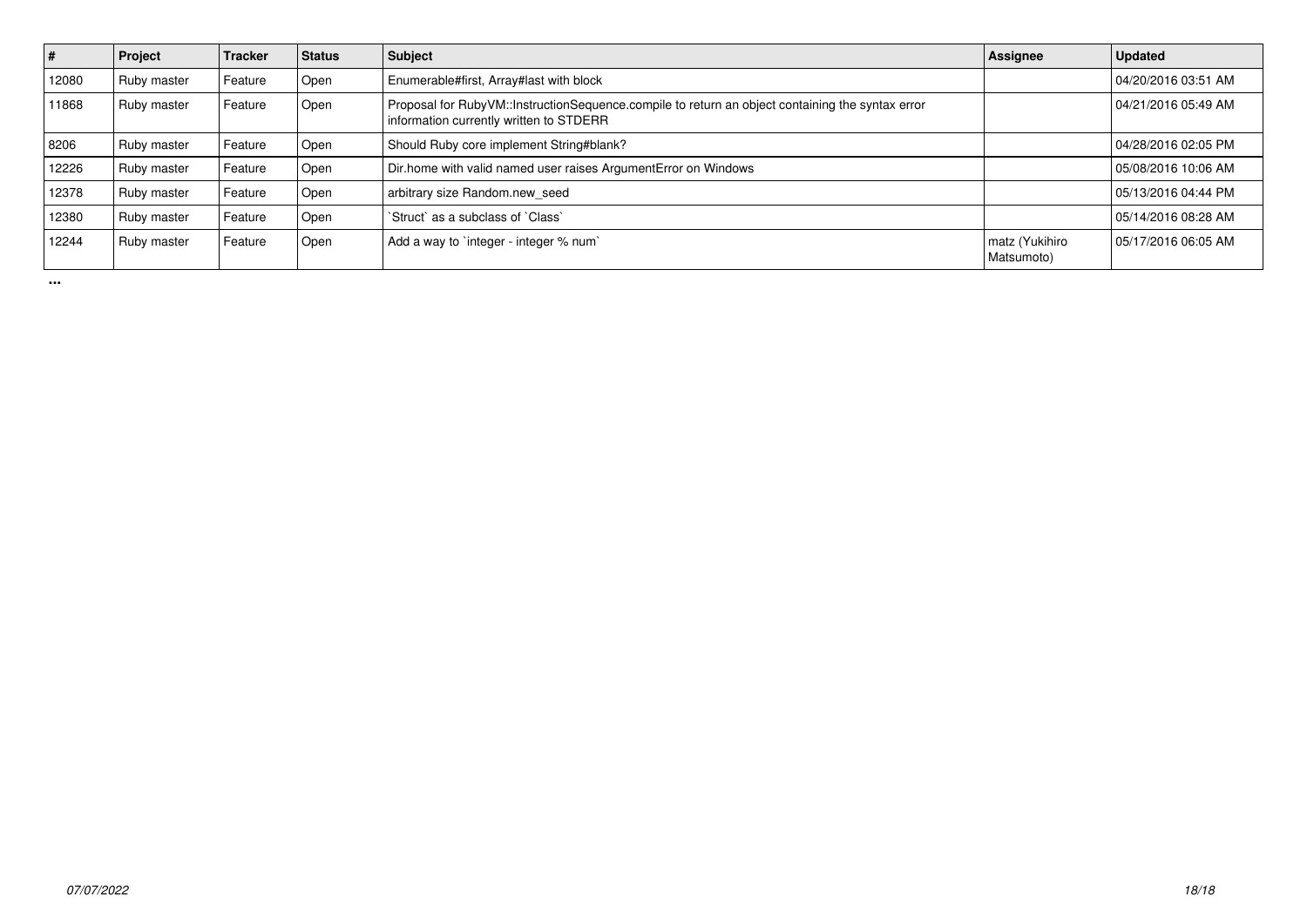| # | Project | Tracker | Status | Subject | Assignee | Updated |
| --- | --- | --- | --- | --- | --- | --- |
| 12080 | Ruby master | Feature | Open | Enumerable#first, Array#last with block | | 04/20/2016 03:51 AM |
| 11868 | Ruby master | Feature | Open | Proposal for RubyVM::InstructionSequence.compile to return an object containing the syntax error information currently written to STDERR | | 04/21/2016 05:49 AM |
| 8206 | Ruby master | Feature | Open | Should Ruby core implement String#blank? | | 04/28/2016 02:05 PM |
| 12226 | Ruby master | Feature | Open | Dir.home with valid named user raises ArgumentError on Windows | | 05/08/2016 10:06 AM |
| 12378 | Ruby master | Feature | Open | arbitrary size Random.new_seed | | 05/13/2016 04:44 PM |
| 12380 | Ruby master | Feature | Open | `Struct` as a subclass of `Class` | | 05/14/2016 08:28 AM |
| 12244 | Ruby master | Feature | Open | Add a way to `integer - integer % num` | matz (Yukihiro Matsumoto) | 05/17/2016 06:05 AM |

...